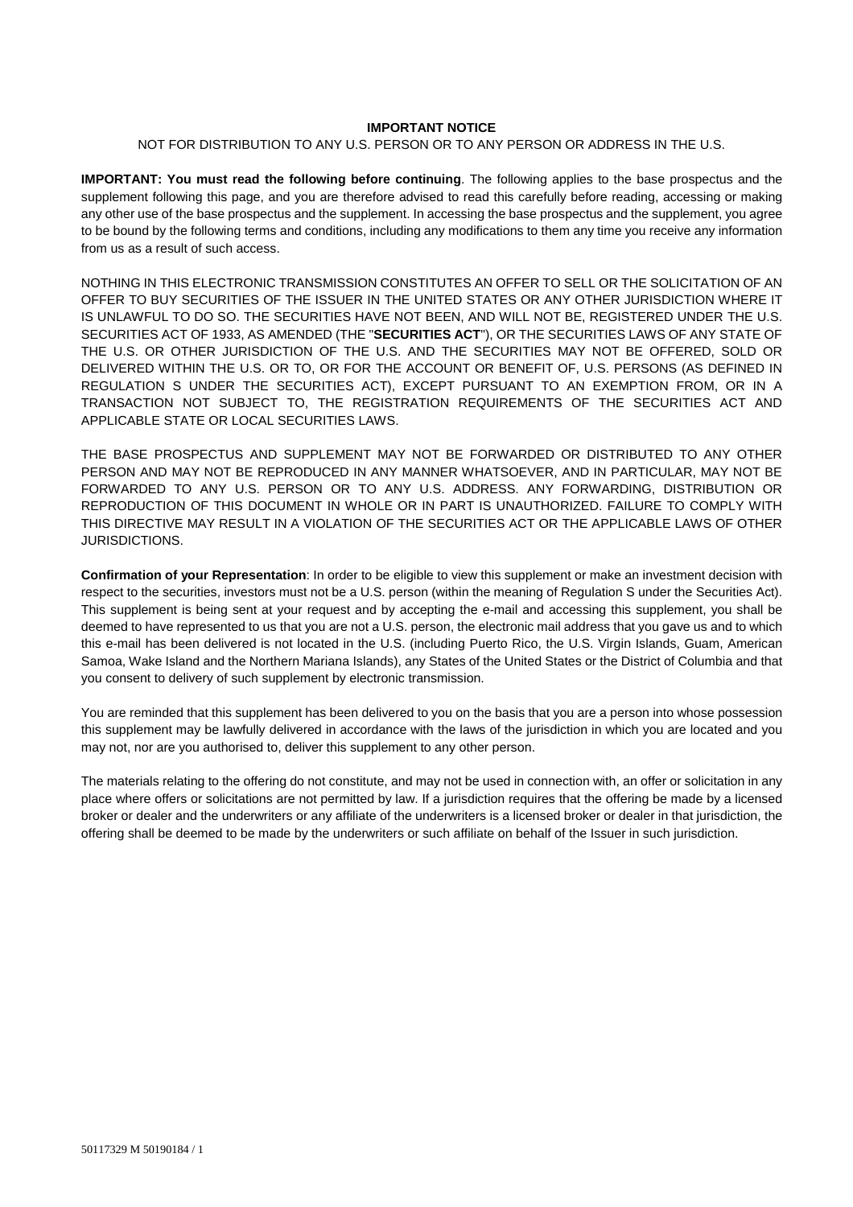**IMPORTANT NOTICE**

NOT FOR DISTRIBUTION TO ANY U.S. PERSON OR TO ANY PERSON OR ADDRESS IN THE U.S.

**IMPORTANT: You must read the following before continuing**. The following applies to the base prospectus and the supplement following this page, and you are therefore advised to read this carefully before reading, accessing or making any other use of the base prospectus and the supplement. In accessing the base prospectus and the supplement, you agree to be bound by the following terms and conditions, including any modifications to them any time you receive any information from us as a result of such access.

NOTHING IN THIS ELECTRONIC TRANSMISSION CONSTITUTES AN OFFER TO SELL OR THE SOLICITATION OF AN OFFER TO BUY SECURITIES OF THE ISSUER IN THE UNITED STATES OR ANY OTHER JURISDICTION WHERE IT IS UNLAWFUL TO DO SO. THE SECURITIES HAVE NOT BEEN, AND WILL NOT BE, REGISTERED UNDER THE U.S. SECURITIES ACT OF 1933, AS AMENDED (THE "**SECURITIES ACT**"), OR THE SECURITIES LAWS OF ANY STATE OF THE U.S. OR OTHER JURISDICTION OF THE U.S. AND THE SECURITIES MAY NOT BE OFFERED, SOLD OR DELIVERED WITHIN THE U.S. OR TO, OR FOR THE ACCOUNT OR BENEFIT OF, U.S. PERSONS (AS DEFINED IN REGULATION S UNDER THE SECURITIES ACT), EXCEPT PURSUANT TO AN EXEMPTION FROM, OR IN A TRANSACTION NOT SUBJECT TO, THE REGISTRATION REQUIREMENTS OF THE SECURITIES ACT AND APPLICABLE STATE OR LOCAL SECURITIES LAWS.

THE BASE PROSPECTUS AND SUPPLEMENT MAY NOT BE FORWARDED OR DISTRIBUTED TO ANY OTHER PERSON AND MAY NOT BE REPRODUCED IN ANY MANNER WHATSOEVER, AND IN PARTICULAR, MAY NOT BE FORWARDED TO ANY U.S. PERSON OR TO ANY U.S. ADDRESS. ANY FORWARDING, DISTRIBUTION OR REPRODUCTION OF THIS DOCUMENT IN WHOLE OR IN PART IS UNAUTHORIZED. FAILURE TO COMPLY WITH THIS DIRECTIVE MAY RESULT IN A VIOLATION OF THE SECURITIES ACT OR THE APPLICABLE LAWS OF OTHER JURISDICTIONS.

**Confirmation of your Representation**: In order to be eligible to view this supplement or make an investment decision with respect to the securities, investors must not be a U.S. person (within the meaning of Regulation S under the Securities Act). This supplement is being sent at your request and by accepting the e-mail and accessing this supplement, you shall be deemed to have represented to us that you are not a U.S. person, the electronic mail address that you gave us and to which this e-mail has been delivered is not located in the U.S. (including Puerto Rico, the U.S. Virgin Islands, Guam, American Samoa, Wake Island and the Northern Mariana Islands), any States of the United States or the District of Columbia and that you consent to delivery of such supplement by electronic transmission.

You are reminded that this supplement has been delivered to you on the basis that you are a person into whose possession this supplement may be lawfully delivered in accordance with the laws of the jurisdiction in which you are located and you may not, nor are you authorised to, deliver this supplement to any other person.

The materials relating to the offering do not constitute, and may not be used in connection with, an offer or solicitation in any place where offers or solicitations are not permitted by law. If a jurisdiction requires that the offering be made by a licensed broker or dealer and the underwriters or any affiliate of the underwriters is a licensed broker or dealer in that jurisdiction, the offering shall be deemed to be made by the underwriters or such affiliate on behalf of the Issuer in such jurisdiction.

50117329 M 50190184 / 1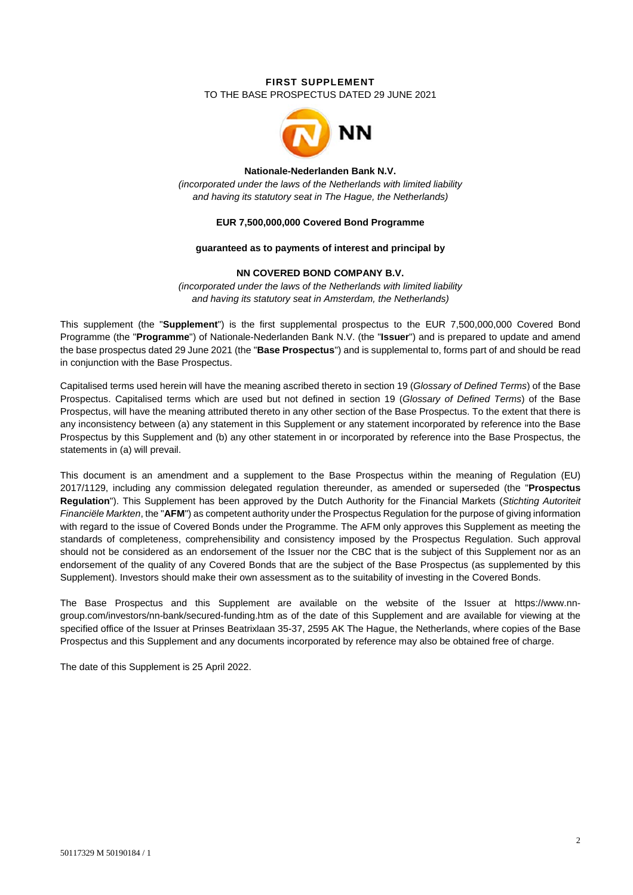**FIRST SUPPLEMENT**

TO THE BASE PROSPECTUS DATED 29 JUNE 2021

**Nationale-Nederlanden Bank N.V.**

*(incorporated under the laws of the Netherlands with limited liability and having its statutory seat in The Hague, the Netherlands)*

**EUR 7,500,000,000 Covered Bond Programme**

**guaranteed as to payments of interest and principal by**

**NN COVERED BOND COMPANY B.V.**

*(incorporated under the laws of the Netherlands with limited liability and having its statutory seat in Amsterdam, the Netherlands)*

This supplement (the "**Supplement**") is the first supplemental prospectus to the EUR 7,500,000,000 Covered Bond Programme (the "**Programme**") of Nationale-Nederlanden Bank N.V. (the "**Issuer**") and is prepared to update and amend the base prospectus dated 29 June 2021 (the "**Base Prospectus**") and is supplemental to, forms part of and should be read in conjunction with the Base Prospectus.

Capitalised terms used herein will have the meaning ascribed thereto in section 19 (*Glossary of Defined Terms*) of the Base Prospectus. Capitalised terms which are used but not defined in section 19 (*Glossary of Defined Terms*) of the Base Prospectus, will have the meaning attributed thereto in any other section of the Base Prospectus. To the extent that there is any inconsistency between (a) any statement in this Supplement or any statement incorporated by reference into the Base Prospectus by this Supplement and (b) any other statement in or incorporated by reference into the Base Prospectus, the statements in (a) will prevail.

This document is an amendment and a supplement to the Base Prospectus within the meaning of Regulation (EU) 2017/1129, including any commission delegated regulation thereunder, as amended or superseded (the "**Prospectus Regulation**"). This Supplement has been approved by the Dutch Authority for the Financial Markets (*Stichting Autoriteit Financiële Markten*, the "**AFM**") as competent authority under the Prospectus Regulation for the purpose of giving information with regard to the issue of Covered Bonds under the Programme. The AFM only approves this Supplement as meeting the standards of completeness, comprehensibility and consistency imposed by the Prospectus Regulation. Such approval should not be considered as an endorsement of the Issuer nor the CBC that is the subject of this Supplement nor as an endorsement of the quality of any Covered Bonds that are the subject of the Base Prospectus (as supplemented by this Supplement). Investors should make their own assessment as to the suitability of investing in the Covered Bonds.

The Base Prospectus and this Supplement are available on the website of the Issuer at https://www.nn-group.com/investors/nn-bank/secured-funding.htm as of the date of this Supplement and are available for viewing at the specified office of the Issuer at Prinses Beatrixlaan 35-37, 2595 AK The Hague, the Netherlands, where copies of the Base Prospectus and this Supplement and any documents incorporated by reference may also be obtained free of charge.

The date of this Supplement is 25 April 2022.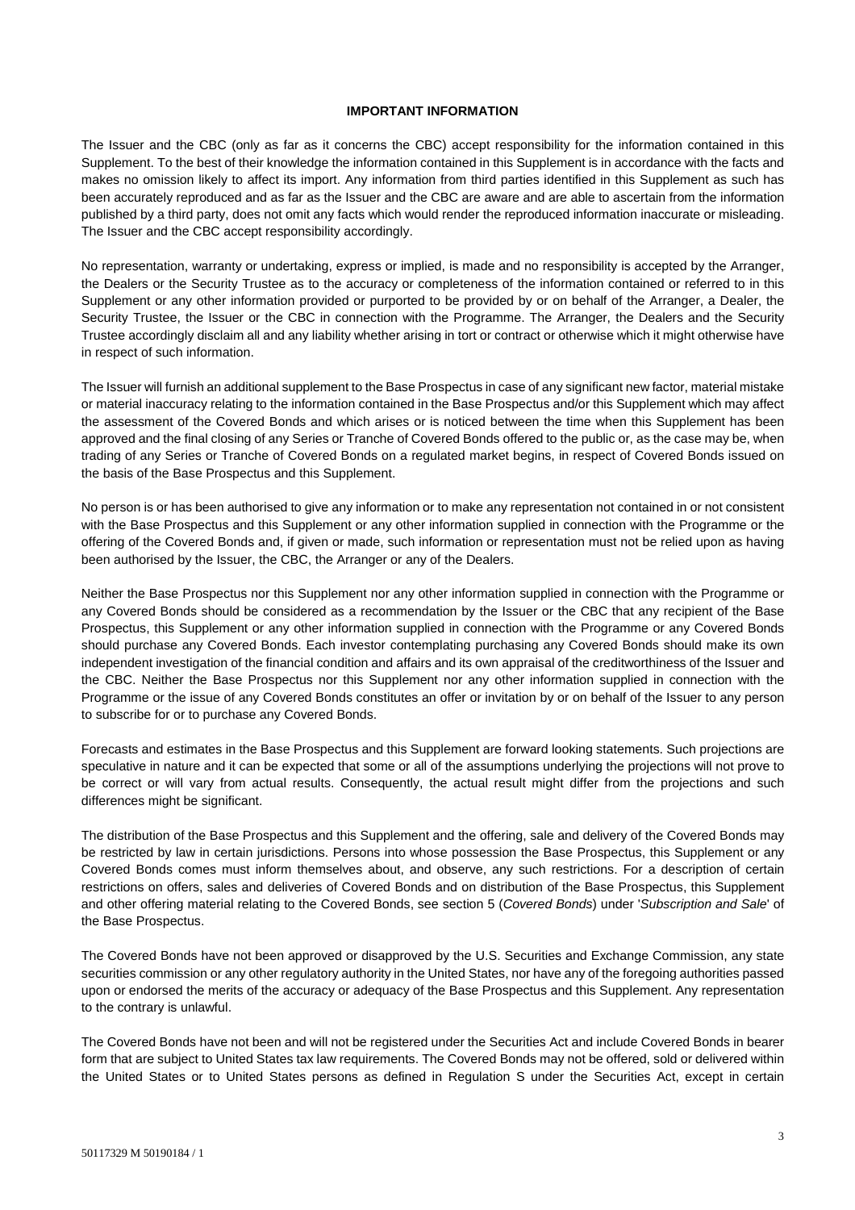## IMPORTANT INFORMATION

The Issuer and the CBC (only as far as it concerns the CBC) accept responsibility for the information contained in this Supplement. To the best of their knowledge the information contained in this Supplement is in accordance with the facts and makes no omission likely to affect its import. Any information from third parties identified in this Supplement as such has been accurately reproduced and as far as the Issuer and the CBC are aware and are able to ascertain from the information published by a third party, does not omit any facts which would render the reproduced information inaccurate or misleading. The Issuer and the CBC accept responsibility accordingly.

No representation, warranty or undertaking, express or implied, is made and no responsibility is accepted by the Arranger, the Dealers or the Security Trustee as to the accuracy or completeness of the information contained or referred to in this Supplement or any other information provided or purported to be provided by or on behalf of the Arranger, a Dealer, the Security Trustee, the Issuer or the CBC in connection with the Programme. The Arranger, the Dealers and the Security Trustee accordingly disclaim all and any liability whether arising in tort or contract or otherwise which it might otherwise have in respect of such information.

The Issuer will furnish an additional supplement to the Base Prospectus in case of any significant new factor, material mistake or material inaccuracy relating to the information contained in the Base Prospectus and/or this Supplement which may affect the assessment of the Covered Bonds and which arises or is noticed between the time when this Supplement has been approved and the final closing of any Series or Tranche of Covered Bonds offered to the public or, as the case may be, when trading of any Series or Tranche of Covered Bonds on a regulated market begins, in respect of Covered Bonds issued on the basis of the Base Prospectus and this Supplement.

No person is or has been authorised to give any information or to make any representation not contained in or not consistent with the Base Prospectus and this Supplement or any other information supplied in connection with the Programme or the offering of the Covered Bonds and, if given or made, such information or representation must not be relied upon as having been authorised by the Issuer, the CBC, the Arranger or any of the Dealers.

Neither the Base Prospectus nor this Supplement nor any other information supplied in connection with the Programme or any Covered Bonds should be considered as a recommendation by the Issuer or the CBC that any recipient of the Base Prospectus, this Supplement or any other information supplied in connection with the Programme or any Covered Bonds should purchase any Covered Bonds. Each investor contemplating purchasing any Covered Bonds should make its own independent investigation of the financial condition and affairs and its own appraisal of the creditworthiness of the Issuer and the CBC. Neither the Base Prospectus nor this Supplement nor any other information supplied in connection with the Programme or the issue of any Covered Bonds constitutes an offer or invitation by or on behalf of the Issuer to any person to subscribe for or to purchase any Covered Bonds.

Forecasts and estimates in the Base Prospectus and this Supplement are forward looking statements. Such projections are speculative in nature and it can be expected that some or all of the assumptions underlying the projections will not prove to be correct or will vary from actual results. Consequently, the actual result might differ from the projections and such differences might be significant.

The distribution of the Base Prospectus and this Supplement and the offering, sale and delivery of the Covered Bonds may be restricted by law in certain jurisdictions. Persons into whose possession the Base Prospectus, this Supplement or any Covered Bonds comes must inform themselves about, and observe, any such restrictions. For a description of certain restrictions on offers, sales and deliveries of Covered Bonds and on distribution of the Base Prospectus, this Supplement and other offering material relating to the Covered Bonds, see section 5 (*Covered Bonds*) under '*Subscription and Sale*' of the Base Prospectus.

The Covered Bonds have not been approved or disapproved by the U.S. Securities and Exchange Commission, any state securities commission or any other regulatory authority in the United States, nor have any of the foregoing authorities passed upon or endorsed the merits of the accuracy or adequacy of the Base Prospectus and this Supplement. Any representation to the contrary is unlawful.

The Covered Bonds have not been and will not be registered under the Securities Act and include Covered Bonds in bearer form that are subject to United States tax law requirements. The Covered Bonds may not be offered, sold or delivered within the United States or to United States persons as defined in Regulation S under the Securities Act, except in certain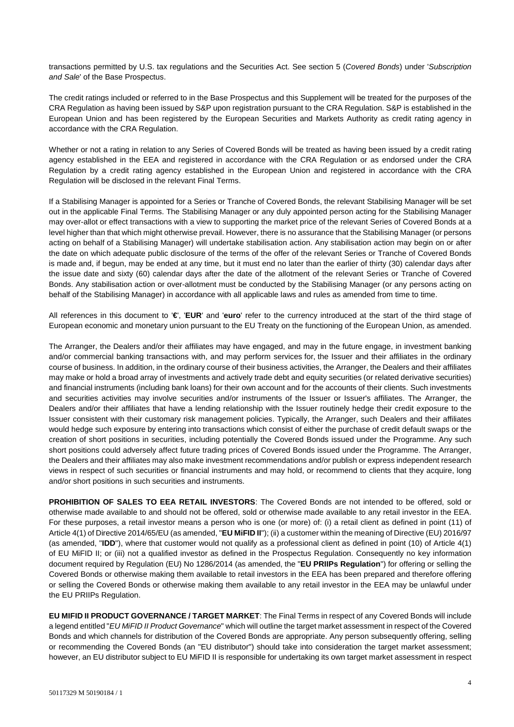transactions permitted by U.S. tax regulations and the Securities Act. See section 5 (*Covered Bonds*) under '*Subscription and Sale*' of the Base Prospectus.

The credit ratings included or referred to in the Base Prospectus and this Supplement will be treated for the purposes of the CRA Regulation as having been issued by S&P upon registration pursuant to the CRA Regulation. S&P is established in the European Union and has been registered by the European Securities and Markets Authority as credit rating agency in accordance with the CRA Regulation.

Whether or not a rating in relation to any Series of Covered Bonds will be treated as having been issued by a credit rating agency established in the EEA and registered in accordance with the CRA Regulation or as endorsed under the CRA Regulation by a credit rating agency established in the European Union and registered in accordance with the CRA Regulation will be disclosed in the relevant Final Terms.

If a Stabilising Manager is appointed for a Series or Tranche of Covered Bonds, the relevant Stabilising Manager will be set out in the applicable Final Terms. The Stabilising Manager or any duly appointed person acting for the Stabilising Manager may over-allot or effect transactions with a view to supporting the market price of the relevant Series of Covered Bonds at a level higher than that which might otherwise prevail. However, there is no assurance that the Stabilising Manager (or persons acting on behalf of a Stabilising Manager) will undertake stabilisation action. Any stabilisation action may begin on or after the date on which adequate public disclosure of the terms of the offer of the relevant Series or Tranche of Covered Bonds is made and, if begun, may be ended at any time, but it must end no later than the earlier of thirty (30) calendar days after the issue date and sixty (60) calendar days after the date of the allotment of the relevant Series or Tranche of Covered Bonds. Any stabilisation action or over-allotment must be conducted by the Stabilising Manager (or any persons acting on behalf of the Stabilising Manager) in accordance with all applicable laws and rules as amended from time to time.

All references in this document to '**€**', '**EUR**' and '**euro**' refer to the currency introduced at the start of the third stage of European economic and monetary union pursuant to the EU Treaty on the functioning of the European Union, as amended.

The Arranger, the Dealers and/or their affiliates may have engaged, and may in the future engage, in investment banking and/or commercial banking transactions with, and may perform services for, the Issuer and their affiliates in the ordinary course of business. In addition, in the ordinary course of their business activities, the Arranger, the Dealers and their affiliates may make or hold a broad array of investments and actively trade debt and equity securities (or related derivative securities) and financial instruments (including bank loans) for their own account and for the accounts of their clients. Such investments and securities activities may involve securities and/or instruments of the Issuer or Issuer's affiliates. The Arranger, the Dealers and/or their affiliates that have a lending relationship with the Issuer routinely hedge their credit exposure to the Issuer consistent with their customary risk management policies. Typically, the Arranger, such Dealers and their affiliates would hedge such exposure by entering into transactions which consist of either the purchase of credit default swaps or the creation of short positions in securities, including potentially the Covered Bonds issued under the Programme. Any such short positions could adversely affect future trading prices of Covered Bonds issued under the Programme. The Arranger, the Dealers and their affiliates may also make investment recommendations and/or publish or express independent research views in respect of such securities or financial instruments and may hold, or recommend to clients that they acquire, long and/or short positions in such securities and instruments.

**PROHIBITION OF SALES TO EEA RETAIL INVESTORS**: The Covered Bonds are not intended to be offered, sold or otherwise made available to and should not be offered, sold or otherwise made available to any retail investor in the EEA. For these purposes, a retail investor means a person who is one (or more) of: (i) a retail client as defined in point (11) of Article 4(1) of Directive 2014/65/EU (as amended, "**EU MiFID II**"); (ii) a customer within the meaning of Directive (EU) 2016/97 (as amended, "**IDD**"), where that customer would not qualify as a professional client as defined in point (10) of Article 4(1) of EU MiFID II; or (iii) not a qualified investor as defined in the Prospectus Regulation. Consequently no key information document required by Regulation (EU) No 1286/2014 (as amended, the "**EU PRIIPs Regulation**") for offering or selling the Covered Bonds or otherwise making them available to retail investors in the EEA has been prepared and therefore offering or selling the Covered Bonds or otherwise making them available to any retail investor in the EEA may be unlawful under the EU PRIIPs Regulation.

**EU MIFID II PRODUCT GOVERNANCE / TARGET MARKET**: The Final Terms in respect of any Covered Bonds will include a legend entitled "*EU MiFID II Product Governance*" which will outline the target market assessment in respect of the Covered Bonds and which channels for distribution of the Covered Bonds are appropriate. Any person subsequently offering, selling or recommending the Covered Bonds (an "EU distributor") should take into consideration the target market assessment; however, an EU distributor subject to EU MiFID II is responsible for undertaking its own target market assessment in respect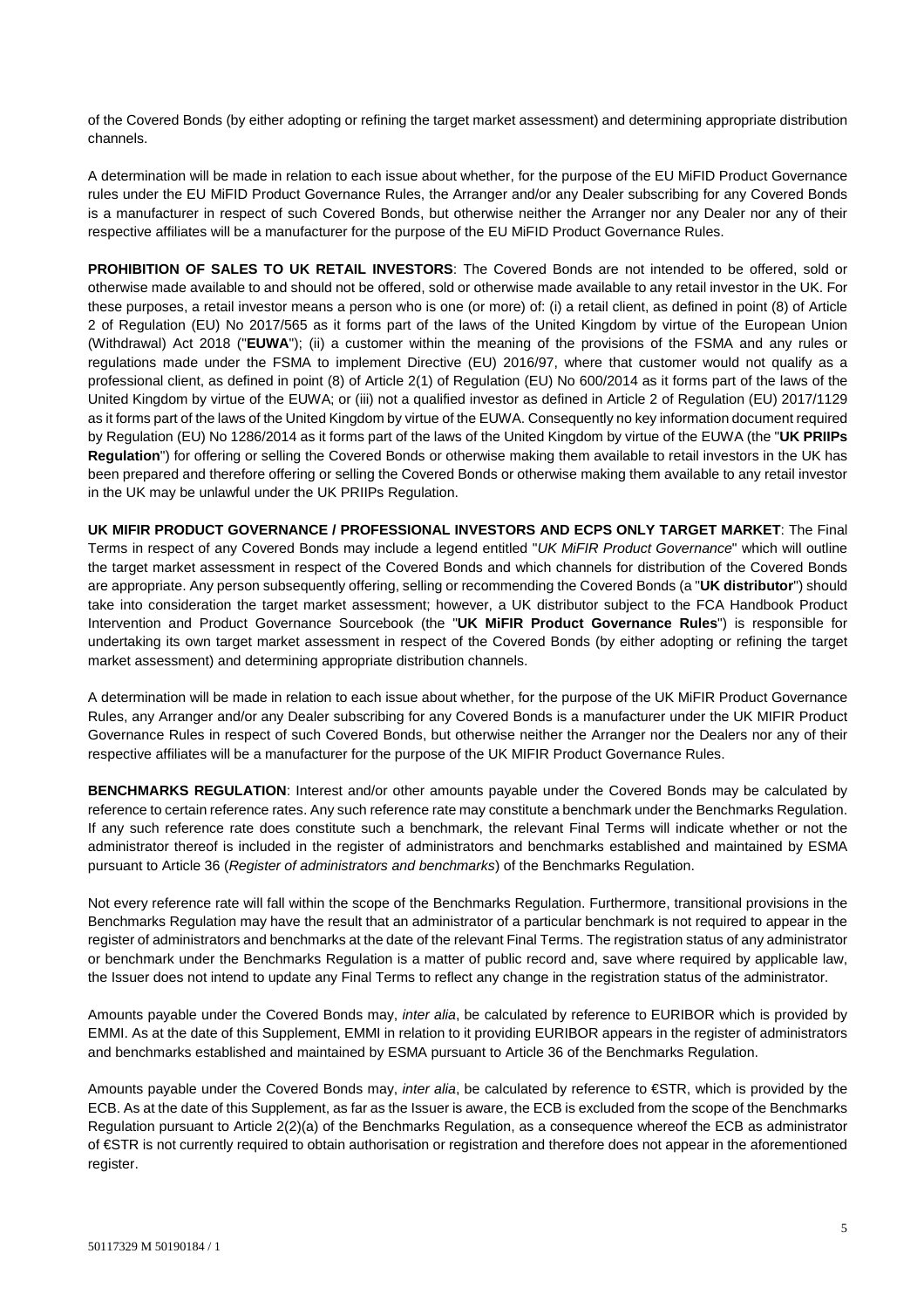of the Covered Bonds (by either adopting or refining the target market assessment) and determining appropriate distribution channels.

A determination will be made in relation to each issue about whether, for the purpose of the EU MiFID Product Governance rules under the EU MiFID Product Governance Rules, the Arranger and/or any Dealer subscribing for any Covered Bonds is a manufacturer in respect of such Covered Bonds, but otherwise neither the Arranger nor any Dealer nor any of their respective affiliates will be a manufacturer for the purpose of the EU MiFID Product Governance Rules.

**PROHIBITION OF SALES TO UK RETAIL INVESTORS**: The Covered Bonds are not intended to be offered, sold or otherwise made available to and should not be offered, sold or otherwise made available to any retail investor in the UK. For these purposes, a retail investor means a person who is one (or more) of: (i) a retail client, as defined in point (8) of Article 2 of Regulation (EU) No 2017/565 as it forms part of the laws of the United Kingdom by virtue of the European Union (Withdrawal) Act 2018 ("**EUWA**"); (ii) a customer within the meaning of the provisions of the FSMA and any rules or regulations made under the FSMA to implement Directive (EU) 2016/97, where that customer would not qualify as a professional client, as defined in point (8) of Article 2(1) of Regulation (EU) No 600/2014 as it forms part of the laws of the United Kingdom by virtue of the EUWA; or (iii) not a qualified investor as defined in Article 2 of Regulation (EU) 2017/1129 as it forms part of the laws of the United Kingdom by virtue of the EUWA. Consequently no key information document required by Regulation (EU) No 1286/2014 as it forms part of the laws of the United Kingdom by virtue of the EUWA (the "**UK PRIIPs Regulation**") for offering or selling the Covered Bonds or otherwise making them available to retail investors in the UK has been prepared and therefore offering or selling the Covered Bonds or otherwise making them available to any retail investor in the UK may be unlawful under the UK PRIIPs Regulation.

**UK MIFIR PRODUCT GOVERNANCE / PROFESSIONAL INVESTORS AND ECPS ONLY TARGET MARKET**: The Final Terms in respect of any Covered Bonds may include a legend entitled "*UK MiFIR Product Governance*" which will outline the target market assessment in respect of the Covered Bonds and which channels for distribution of the Covered Bonds are appropriate. Any person subsequently offering, selling or recommending the Covered Bonds (a "**UK distributor**") should take into consideration the target market assessment; however, a UK distributor subject to the FCA Handbook Product Intervention and Product Governance Sourcebook (the "**UK MiFIR Product Governance Rules**") is responsible for undertaking its own target market assessment in respect of the Covered Bonds (by either adopting or refining the target market assessment) and determining appropriate distribution channels.

A determination will be made in relation to each issue about whether, for the purpose of the UK MiFIR Product Governance Rules, any Arranger and/or any Dealer subscribing for any Covered Bonds is a manufacturer under the UK MIFIR Product Governance Rules in respect of such Covered Bonds, but otherwise neither the Arranger nor the Dealers nor any of their respective affiliates will be a manufacturer for the purpose of the UK MIFIR Product Governance Rules.

**BENCHMARKS REGULATION**: Interest and/or other amounts payable under the Covered Bonds may be calculated by reference to certain reference rates. Any such reference rate may constitute a benchmark under the Benchmarks Regulation. If any such reference rate does constitute such a benchmark, the relevant Final Terms will indicate whether or not the administrator thereof is included in the register of administrators and benchmarks established and maintained by ESMA pursuant to Article 36 (*Register of administrators and benchmarks*) of the Benchmarks Regulation.

Not every reference rate will fall within the scope of the Benchmarks Regulation. Furthermore, transitional provisions in the Benchmarks Regulation may have the result that an administrator of a particular benchmark is not required to appear in the register of administrators and benchmarks at the date of the relevant Final Terms. The registration status of any administrator or benchmark under the Benchmarks Regulation is a matter of public record and, save where required by applicable law, the Issuer does not intend to update any Final Terms to reflect any change in the registration status of the administrator.

Amounts payable under the Covered Bonds may, *inter alia*, be calculated by reference to EURIBOR which is provided by EMMI. As at the date of this Supplement, EMMI in relation to it providing EURIBOR appears in the register of administrators and benchmarks established and maintained by ESMA pursuant to Article 36 of the Benchmarks Regulation.

Amounts payable under the Covered Bonds may, *inter alia*, be calculated by reference to €STR, which is provided by the ECB. As at the date of this Supplement, as far as the Issuer is aware, the ECB is excluded from the scope of the Benchmarks Regulation pursuant to Article 2(2)(a) of the Benchmarks Regulation, as a consequence whereof the ECB as administrator of €STR is not currently required to obtain authorisation or registration and therefore does not appear in the aforementioned register.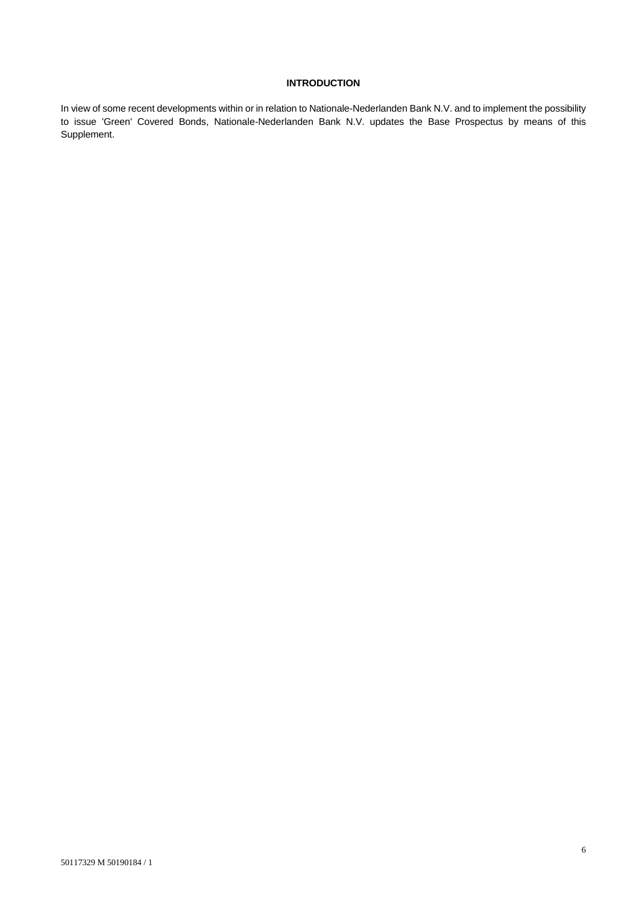## INTRODUCTION

In view of some recent developments within or in relation to Nationale-Nederlanden Bank N.V. and to implement the possibility to issue 'Green' Covered Bonds, Nationale-Nederlanden Bank N.V. updates the Base Prospectus by means of this Supplement.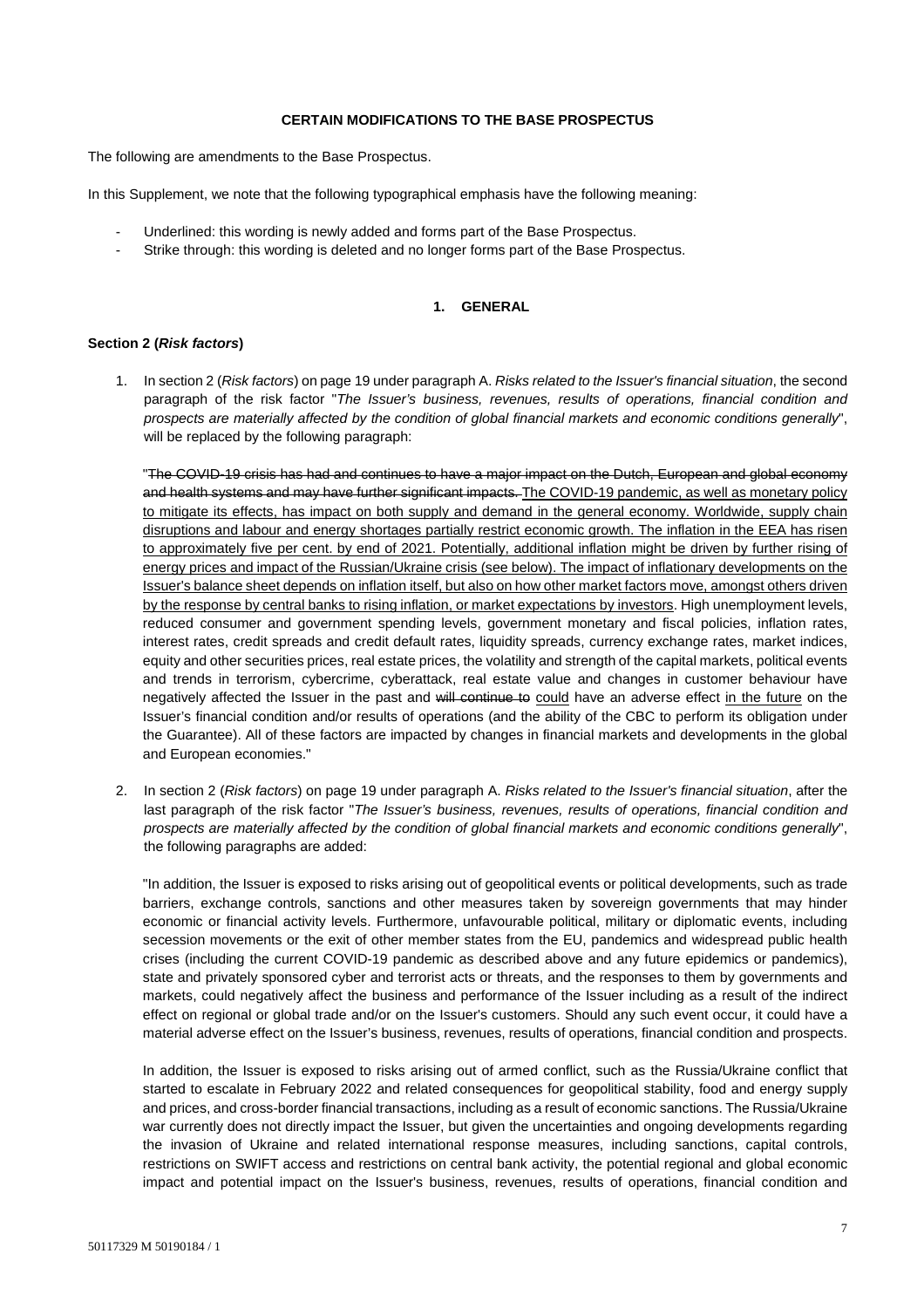**CERTAIN MODIFICATIONS TO THE BASE PROSPECTUS**

The following are amendments to the Base Prospectus.

In this Supplement, we note that the following typographical emphasis have the following meaning:

- Underlined: this wording is newly added and forms part of the Base Prospectus.
- Strike through: this wording is deleted and no longer forms part of the Base Prospectus.

## 1. GENERAL

**Section 2 (*Risk factors*)**

1. In section 2 (*Risk factors*) on page 19 under paragraph A. *Risks related to the Issuer's financial situation*, the second paragraph of the risk factor "*The Issuer's business, revenues, results of operations, financial condition and prospects are materially affected by the condition of global financial markets and economic conditions generally*", will be replaced by the following paragraph:

   "~~The COVID-19 crisis has had and continues to have a major impact on the Dutch, European and global economy and health systems and may have further significant impacts.~~ <u>The COVID-19 pandemic, as well as monetary policy to mitigate its effects, has impact on both supply and demand in the general economy. Worldwide, supply chain disruptions and labour and energy shortages partially restrict economic growth. The inflation in the EEA has risen to approximately five per cent. by end of 2021. Potentially, additional inflation might be driven by further rising of energy prices and impact of the Russian/Ukraine crisis (see below). The impact of inflationary developments on the Issuer's balance sheet depends on inflation itself, but also on how other market factors move, amongst others driven by the response by central banks to rising inflation, or market expectations by investors</u>. High unemployment levels, reduced consumer and government spending levels, government monetary and fiscal policies, inflation rates, interest rates, credit spreads and credit default rates, liquidity spreads, currency exchange rates, market indices, equity and other securities prices, real estate prices, the volatility and strength of the capital markets, political events and trends in terrorism, cybercrime, cyberattack, real estate value and changes in customer behaviour have negatively affected the Issuer in the past and ~~will continue to~~ <u>could</u> have an adverse effect <u>in the future</u> on the Issuer's financial condition and/or results of operations (and the ability of the CBC to perform its obligation under the Guarantee). All of these factors are impacted by changes in financial markets and developments in the global and European economies."

2. In section 2 (*Risk factors*) on page 19 under paragraph A. *Risks related to the Issuer's financial situation*, after the last paragraph of the risk factor "*The Issuer's business, revenues, results of operations, financial condition and prospects are materially affected by the condition of global financial markets and economic conditions generally*", the following paragraphs are added:

   "In addition, the Issuer is exposed to risks arising out of geopolitical events or political developments, such as trade barriers, exchange controls, sanctions and other measures taken by sovereign governments that may hinder economic or financial activity levels. Furthermore, unfavourable political, military or diplomatic events, including secession movements or the exit of other member states from the EU, pandemics and widespread public health crises (including the current COVID-19 pandemic as described above and any future epidemics or pandemics), state and privately sponsored cyber and terrorist acts or threats, and the responses to them by governments and markets, could negatively affect the business and performance of the Issuer including as a result of the indirect effect on regional or global trade and/or on the Issuer's customers. Should any such event occur, it could have a material adverse effect on the Issuer's business, revenues, results of operations, financial condition and prospects.

   In addition, the Issuer is exposed to risks arising out of armed conflict, such as the Russia/Ukraine conflict that started to escalate in February 2022 and related consequences for geopolitical stability, food and energy supply and prices, and cross-border financial transactions, including as a result of economic sanctions. The Russia/Ukraine war currently does not directly impact the Issuer, but given the uncertainties and ongoing developments regarding the invasion of Ukraine and related international response measures, including sanctions, capital controls, restrictions on SWIFT access and restrictions on central bank activity, the potential regional and global economic impact and potential impact on the Issuer's business, revenues, results of operations, financial condition and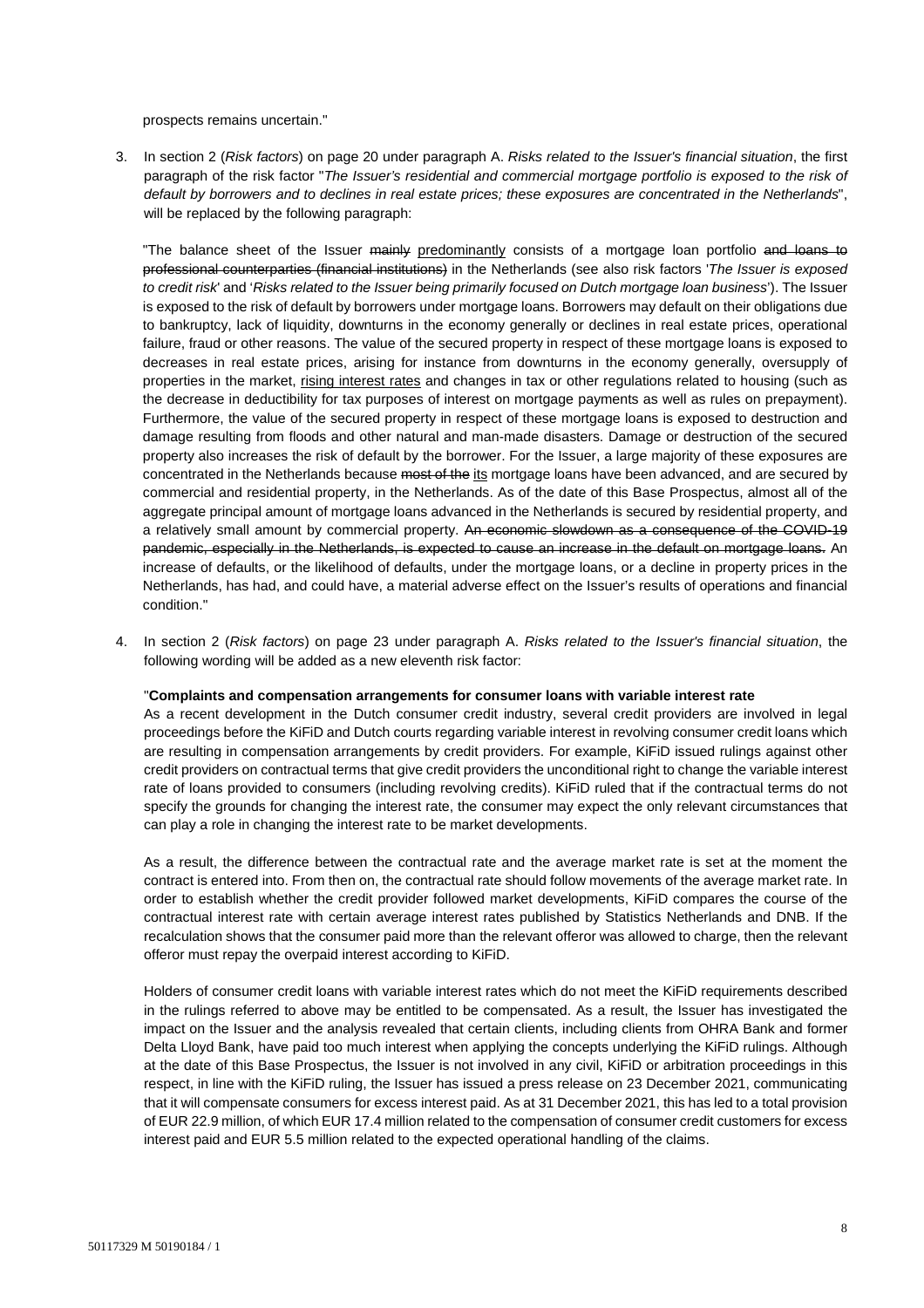prospects remains uncertain."

3. In section 2 (*Risk factors*) on page 20 under paragraph A. *Risks related to the Issuer's financial situation*, the first paragraph of the risk factor "*The Issuer's residential and commercial mortgage portfolio is exposed to the risk of default by borrowers and to declines in real estate prices; these exposures are concentrated in the Netherlands*", will be replaced by the following paragraph:

   "The balance sheet of the Issuer ~~mainly~~ <u>predominantly</u> consists of a mortgage loan portfolio ~~and loans to professional counterparties (financial institutions)~~ in the Netherlands (see also risk factors '*The Issuer is exposed to credit risk*' and '*Risks related to the Issuer being primarily focused on Dutch mortgage loan business*'). The Issuer is exposed to the risk of default by borrowers under mortgage loans. Borrowers may default on their obligations due to bankruptcy, lack of liquidity, downturns in the economy generally or declines in real estate prices, operational failure, fraud or other reasons. The value of the secured property in respect of these mortgage loans is exposed to decreases in real estate prices, arising for instance from downturns in the economy generally, oversupply of properties in the market, <u>rising interest rates</u> and changes in tax or other regulations related to housing (such as the decrease in deductibility for tax purposes of interest on mortgage payments as well as rules on prepayment). Furthermore, the value of the secured property in respect of these mortgage loans is exposed to destruction and damage resulting from floods and other natural and man-made disasters. Damage or destruction of the secured property also increases the risk of default by the borrower. For the Issuer, a large majority of these exposures are concentrated in the Netherlands because ~~most of the~~ <u>its</u> mortgage loans have been advanced, and are secured by commercial and residential property, in the Netherlands. As of the date of this Base Prospectus, almost all of the aggregate principal amount of mortgage loans advanced in the Netherlands is secured by residential property, and a relatively small amount by commercial property. ~~An economic slowdown as a consequence of the COVID-19 pandemic, especially in the Netherlands, is expected to cause an increase in the default on mortgage loans.~~ An increase of defaults, or the likelihood of defaults, under the mortgage loans, or a decline in property prices in the Netherlands, has had, and could have, a material adverse effect on the Issuer's results of operations and financial condition."

4. In section 2 (*Risk factors*) on page 23 under paragraph A. *Risks related to the Issuer's financial situation*, the following wording will be added as a new eleventh risk factor:

   "**Complaints and compensation arrangements for consumer loans with variable interest rate**
   As a recent development in the Dutch consumer credit industry, several credit providers are involved in legal proceedings before the KiFiD and Dutch courts regarding variable interest in revolving consumer credit loans which are resulting in compensation arrangements by credit providers. For example, KiFiD issued rulings against other credit providers on contractual terms that give credit providers the unconditional right to change the variable interest rate of loans provided to consumers (including revolving credits). KiFiD ruled that if the contractual terms do not specify the grounds for changing the interest rate, the consumer may expect the only relevant circumstances that can play a role in changing the interest rate to be market developments.

   As a result, the difference between the contractual rate and the average market rate is set at the moment the contract is entered into. From then on, the contractual rate should follow movements of the average market rate. In order to establish whether the credit provider followed market developments, KiFiD compares the course of the contractual interest rate with certain average interest rates published by Statistics Netherlands and DNB. If the recalculation shows that the consumer paid more than the relevant offeror was allowed to charge, then the relevant offeror must repay the overpaid interest according to KiFiD.

   Holders of consumer credit loans with variable interest rates which do not meet the KiFiD requirements described in the rulings referred to above may be entitled to be compensated. As a result, the Issuer has investigated the impact on the Issuer and the analysis revealed that certain clients, including clients from OHRA Bank and former Delta Lloyd Bank, have paid too much interest when applying the concepts underlying the KiFiD rulings. Although at the date of this Base Prospectus, the Issuer is not involved in any civil, KiFiD or arbitration proceedings in this respect, in line with the KiFiD ruling, the Issuer has issued a press release on 23 December 2021, communicating that it will compensate consumers for excess interest paid. As at 31 December 2021, this has led to a total provision of EUR 22.9 million, of which EUR 17.4 million related to the compensation of consumer credit customers for excess interest paid and EUR 5.5 million related to the expected operational handling of the claims.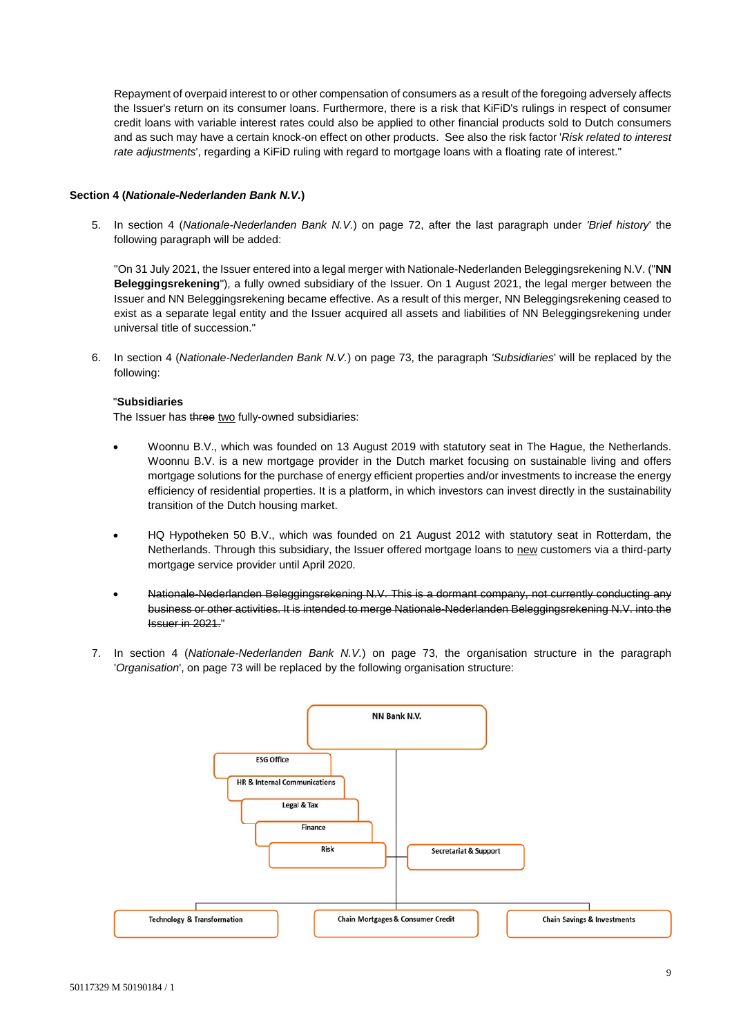Repayment of overpaid interest to or other compensation of consumers as a result of the foregoing adversely affects the Issuer's return on its consumer loans. Furthermore, there is a risk that KiFiD's rulings in respect of consumer credit loans with variable interest rates could also be applied to other financial products sold to Dutch consumers and as such may have a certain knock-on effect on other products. See also the risk factor '*Risk related to interest rate adjustments*', regarding a KiFiD ruling with regard to mortgage loans with a floating rate of interest."

**Section 4 (*Nationale-Nederlanden Bank N.V.*)**

5. In section 4 (*Nationale-Nederlanden Bank N.V.*) on page 72, after the last paragraph under *'Brief history*' the following paragraph will be added:

   "On 31 July 2021, the Issuer entered into a legal merger with Nationale-Nederlanden Beleggingsrekening N.V. ("**NN Beleggingsrekening**"), a fully owned subsidiary of the Issuer. On 1 August 2021, the legal merger between the Issuer and NN Beleggingsrekening became effective. As a result of this merger, NN Beleggingsrekening ceased to exist as a separate legal entity and the Issuer acquired all assets and liabilities of NN Beleggingsrekening under universal title of succession."

6. In section 4 (*Nationale-Nederlanden Bank N.V.*) on page 73, the paragraph *'Subsidiaries*' will be replaced by the following:

   "**Subsidiaries**
   The Issuer has ~~three~~ <u>two</u> fully-owned subsidiaries:

   - Woonnu B.V., which was founded on 13 August 2019 with statutory seat in The Hague, the Netherlands. Woonnu B.V. is a new mortgage provider in the Dutch market focusing on sustainable living and offers mortgage solutions for the purchase of energy efficient properties and/or investments to increase the energy efficiency of residential properties. It is a platform, in which investors can invest directly in the sustainability transition of the Dutch housing market.

   - HQ Hypotheken 50 B.V., which was founded on 21 August 2012 with statutory seat in Rotterdam, the Netherlands. Through this subsidiary, the Issuer offered mortgage loans to <u>new</u> customers via a third-party mortgage service provider until April 2020.

   - ~~Nationale-Nederlanden Beleggingsrekening N.V. This is a dormant company, not currently conducting any business or other activities. It is intended to merge Nationale-Nederlanden Beleggingsrekening N.V. into the Issuer in 2021.~~"

7. In section 4 (*Nationale-Nederlanden Bank N.V.*) on page 73, the organisation structure in the paragraph '*Organisation*', on page 73 will be replaced by the following organisation structure:

NN Bank N.V.

- ESG Office
- HR & Internal Communications
- Legal & Tax
- Finance
- Risk
- Secretariat & Support
- Technology & Transformation
- Chain Mortgages & Consumer Credit
- Chain Savings & Investments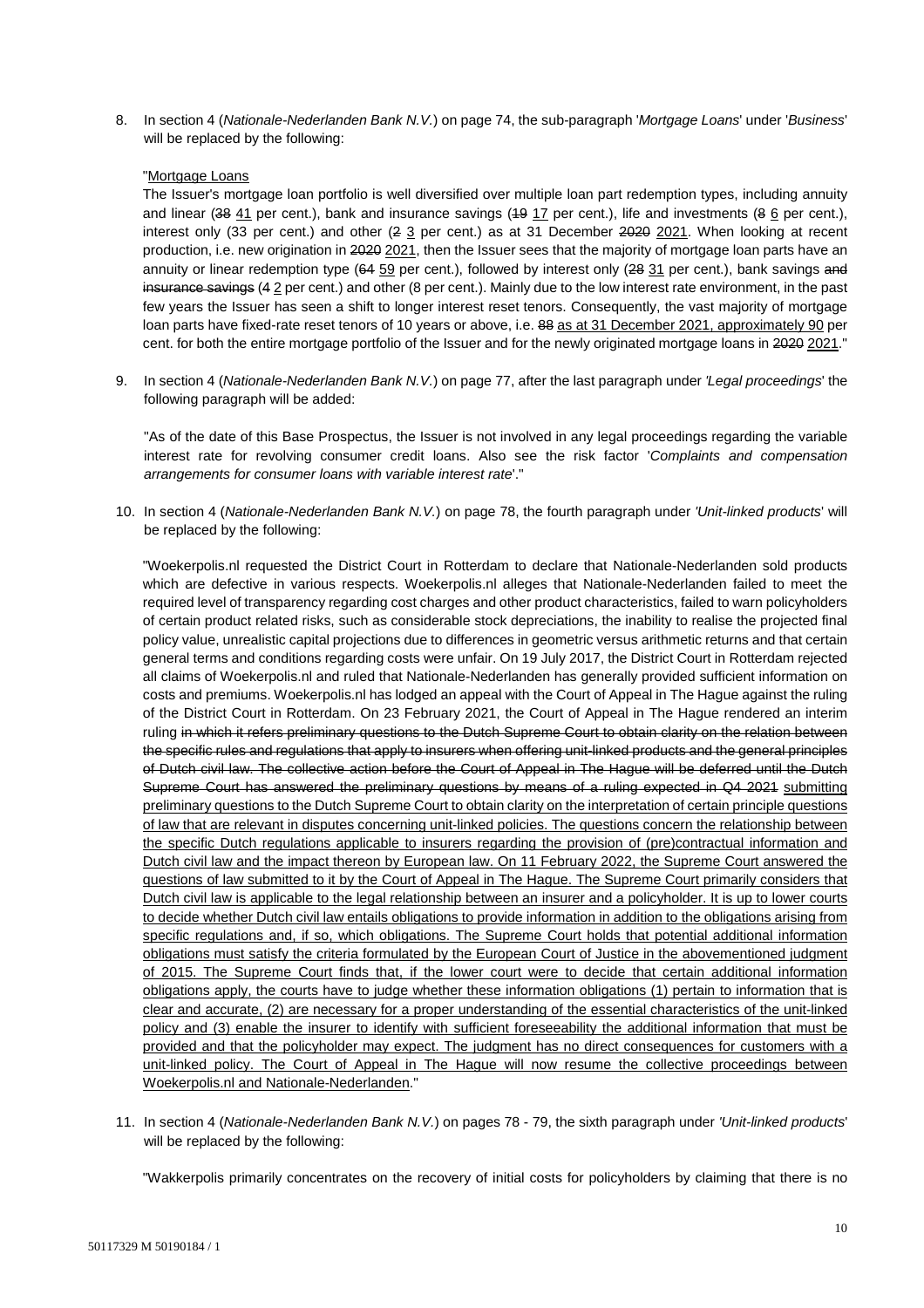8. In section 4 (*Nationale-Nederlanden Bank N.V.*) on page 74, the sub-paragraph '*Mortgage Loans*' under '*Business*' will be replaced by the following:

   "<u>Mortgage Loans</u>

   The Issuer's mortgage loan portfolio is well diversified over multiple loan part redemption types, including annuity and linear (~~38~~ <u>41</u> per cent.), bank and insurance savings (~~19~~ <u>17</u> per cent.), life and investments (~~8~~ <u>6</u> per cent.), interest only (33 per cent.) and other (~~2~~ <u>3</u> per cent.) as at 31 December ~~2020~~ <u>2021</u>. When looking at recent production, i.e. new origination in ~~2020~~ <u>2021</u>, then the Issuer sees that the majority of mortgage loan parts have an annuity or linear redemption type (~~64~~ <u>59</u> per cent.), followed by interest only (~~28~~ <u>31</u> per cent.), bank savings ~~and insurance savings~~ (~~4~~ <u>2</u> per cent.) and other (8 per cent.). Mainly due to the low interest rate environment, in the past few years the Issuer has seen a shift to longer interest reset tenors. Consequently, the vast majority of mortgage loan parts have fixed-rate reset tenors of 10 years or above, i.e. ~~88~~ <u>as at 31 December 2021, approximately 90</u> per cent. for both the entire mortgage portfolio of the Issuer and for the newly originated mortgage loans in ~~2020~~ <u>2021</u>."

9. In section 4 (*Nationale-Nederlanden Bank N.V.*) on page 77, after the last paragraph under *'Legal proceedings*' the following paragraph will be added:

   "As of the date of this Base Prospectus, the Issuer is not involved in any legal proceedings regarding the variable interest rate for revolving consumer credit loans. Also see the risk factor '*Complaints and compensation arrangements for consumer loans with variable interest rate*'."

10. In section 4 (*Nationale-Nederlanden Bank N.V.*) on page 78, the fourth paragraph under *'Unit-linked products*' will be replaced by the following:

    "Woekerpolis.nl requested the District Court in Rotterdam to declare that Nationale-Nederlanden sold products which are defective in various respects. Woekerpolis.nl alleges that Nationale-Nederlanden failed to meet the required level of transparency regarding cost charges and other product characteristics, failed to warn policyholders of certain product related risks, such as considerable stock depreciations, the inability to realise the projected final policy value, unrealistic capital projections due to differences in geometric versus arithmetic returns and that certain general terms and conditions regarding costs were unfair. On 19 July 2017, the District Court in Rotterdam rejected all claims of Woekerpolis.nl and ruled that Nationale-Nederlanden has generally provided sufficient information on costs and premiums. Woekerpolis.nl has lodged an appeal with the Court of Appeal in The Hague against the ruling of the District Court in Rotterdam. On 23 February 2021, the Court of Appeal in The Hague rendered an interim ruling ~~in which it refers preliminary questions to the Dutch Supreme Court to obtain clarity on the relation between the specific rules and regulations that apply to insurers when offering unit-linked products and the general principles of Dutch civil law. The collective action before the Court of Appeal in The Hague will be deferred until the Dutch Supreme Court has answered the preliminary questions by means of a ruling expected in Q4 2021~~ <u>submitting preliminary questions to the Dutch Supreme Court to obtain clarity on the interpretation of certain principle questions of law that are relevant in disputes concerning unit-linked policies. The questions concern the relationship between the specific Dutch regulations applicable to insurers regarding the provision of (pre)contractual information and Dutch civil law and the impact thereon by European law. On 11 February 2022, the Supreme Court answered the questions of law submitted to it by the Court of Appeal in The Hague. The Supreme Court primarily considers that Dutch civil law is applicable to the legal relationship between an insurer and a policyholder. It is up to lower courts to decide whether Dutch civil law entails obligations to provide information in addition to the obligations arising from specific regulations and, if so, which obligations. The Supreme Court holds that potential additional information obligations must satisfy the criteria formulated by the European Court of Justice in the abovementioned judgment of 2015. The Supreme Court finds that, if the lower court were to decide that certain additional information obligations apply, the courts have to judge whether these information obligations (1) pertain to information that is clear and accurate, (2) are necessary for a proper understanding of the essential characteristics of the unit-linked policy and (3) enable the insurer to identify with sufficient foreseeability the additional information that must be provided and that the policyholder may expect. The judgment has no direct consequences for customers with a unit-linked policy. The Court of Appeal in The Hague will now resume the collective proceedings between Woekerpolis.nl and Nationale-Nederlanden</u>."

11. In section 4 (*Nationale-Nederlanden Bank N.V.*) on pages 78 - 79, the sixth paragraph under *'Unit-linked products*' will be replaced by the following:

    "Wakkerpolis primarily concentrates on the recovery of initial costs for policyholders by claiming that there is no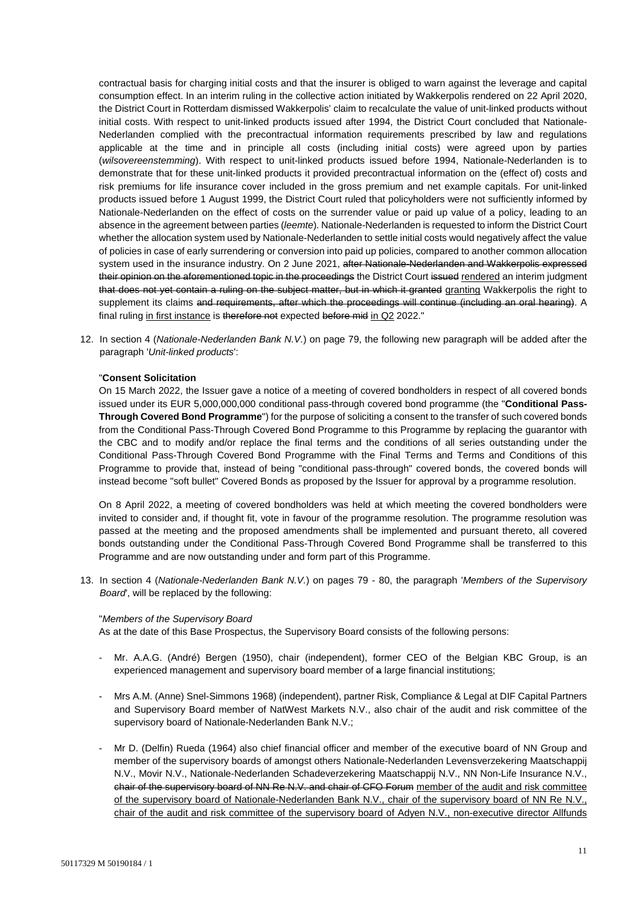contractual basis for charging initial costs and that the insurer is obliged to warn against the leverage and capital consumption effect. In an interim ruling in the collective action initiated by Wakkerpolis rendered on 22 April 2020, the District Court in Rotterdam dismissed Wakkerpolis' claim to recalculate the value of unit-linked products without initial costs. With respect to unit-linked products issued after 1994, the District Court concluded that Nationale-Nederlanden complied with the precontractual information requirements prescribed by law and regulations applicable at the time and in principle all costs (including initial costs) were agreed upon by parties (*wilsovereenstemming*). With respect to unit-linked products issued before 1994, Nationale-Nederlanden is to demonstrate that for these unit-linked products it provided precontractual information on the (effect of) costs and risk premiums for life insurance cover included in the gross premium and net example capitals. For unit-linked products issued before 1 August 1999, the District Court ruled that policyholders were not sufficiently informed by Nationale-Nederlanden on the effect of costs on the surrender value or paid up value of a policy, leading to an absence in the agreement between parties (*leemte*). Nationale-Nederlanden is requested to inform the District Court whether the allocation system used by Nationale-Nederlanden to settle initial costs would negatively affect the value of policies in case of early surrendering or conversion into paid up policies, compared to another common allocation system used in the insurance industry. On 2 June 2021, ~~after Nationale-Nederlanden and Wakkerpolis expressed their opinion on the aforementioned topic in the proceedings~~ the District Court ~~issued~~ rendered an interim judgment ~~that does not yet contain a ruling on the subject matter, but in which it granted~~ granting Wakkerpolis the right to supplement its claims ~~and requirements, after which the proceedings will continue (including an oral hearing)~~. A final ruling in first instance is ~~therefore not~~ expected ~~before mid~~ in Q2 2022."

12. In section 4 (*Nationale-Nederlanden Bank N.V.*) on page 79, the following new paragraph will be added after the paragraph '*Unit-linked products*':

"**Consent Solicitation**

On 15 March 2022, the Issuer gave a notice of a meeting of covered bondholders in respect of all covered bonds issued under its EUR 5,000,000,000 conditional pass-through covered bond programme (the "**Conditional Pass-Through Covered Bond Programme**") for the purpose of soliciting a consent to the transfer of such covered bonds from the Conditional Pass-Through Covered Bond Programme to this Programme by replacing the guarantor with the CBC and to modify and/or replace the final terms and the conditions of all series outstanding under the Conditional Pass-Through Covered Bond Programme with the Final Terms and Terms and Conditions of this Programme to provide that, instead of being "conditional pass-through" covered bonds, the covered bonds will instead become "soft bullet" Covered Bonds as proposed by the Issuer for approval by a programme resolution.

On 8 April 2022, a meeting of covered bondholders was held at which meeting the covered bondholders were invited to consider and, if thought fit, vote in favour of the programme resolution. The programme resolution was passed at the meeting and the proposed amendments shall be implemented and pursuant thereto, all covered bonds outstanding under the Conditional Pass-Through Covered Bond Programme shall be transferred to this Programme and are now outstanding under and form part of this Programme.

13. In section 4 (*Nationale-Nederlanden Bank N.V.*) on pages 79 - 80, the paragraph '*Members of the Supervisory Board*', will be replaced by the following:

"*Members of the Supervisory Board*

As at the date of this Base Prospectus, the Supervisory Board consists of the following persons:

- Mr. A.A.G. (André) Bergen (1950), chair (independent), former CEO of the Belgian KBC Group, is an experienced management and supervisory board member of ~~a~~ large financial institutions;
- Mrs A.M. (Anne) Snel-Simmons 1968) (independent), partner Risk, Compliance & Legal at DIF Capital Partners and Supervisory Board member of NatWest Markets N.V., also chair of the audit and risk committee of the supervisory board of Nationale-Nederlanden Bank N.V.;
- Mr D. (Delfin) Rueda (1964) also chief financial officer and member of the executive board of NN Group and member of the supervisory boards of amongst others Nationale-Nederlanden Levensverzekering Maatschappij N.V., Movir N.V., Nationale-Nederlanden Schadeverzekering Maatschappij N.V., NN Non-Life Insurance N.V., ~~chair of the supervisory board of NN Re N.V. and chair of CFO Forum~~ member of the audit and risk committee of the supervisory board of Nationale-Nederlanden Bank N.V., chair of the supervisory board of NN Re N.V., chair of the audit and risk committee of the supervisory board of Adyen N.V., non-executive director Allfunds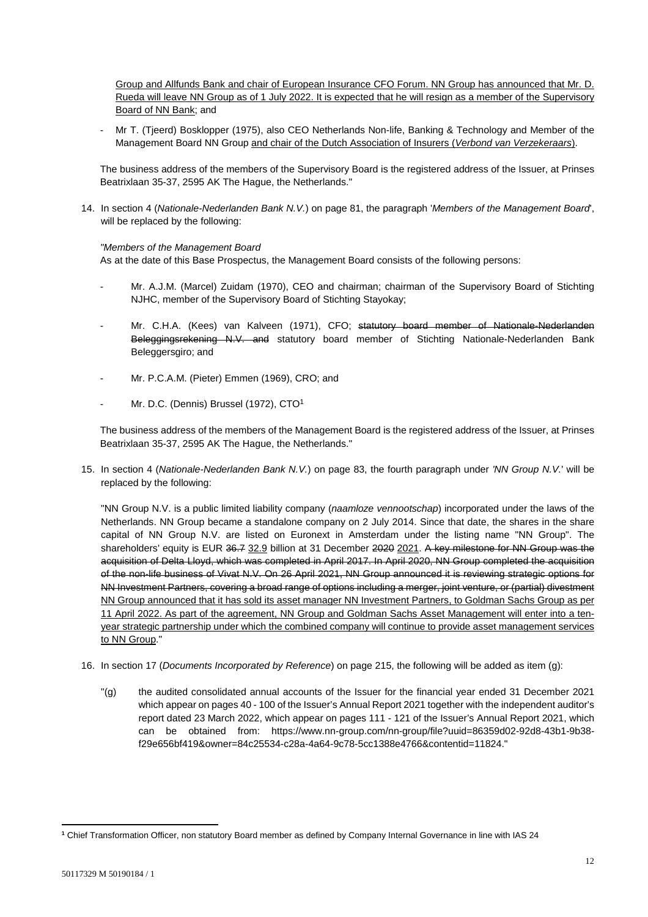Group and Allfunds Bank and chair of European Insurance CFO Forum. NN Group has announced that Mr. D. Rueda will leave NN Group as of 1 July 2022. It is expected that he will resign as a member of the Supervisory Board of NN Bank; and

- Mr T. (Tjeerd) Bosklopper (1975), also CEO Netherlands Non-life, Banking & Technology and Member of the Management Board NN Group and chair of the Dutch Association of Insurers (*Verbond van Verzekeraars*).

The business address of the members of the Supervisory Board is the registered address of the Issuer, at Prinses Beatrixlaan 35-37, 2595 AK The Hague, the Netherlands."

14. In section 4 (*Nationale-Nederlanden Bank N.V.*) on page 81, the paragraph '*Members of the Management Board*', will be replaced by the following:

*"Members of the Management Board*
As at the date of this Base Prospectus, the Management Board consists of the following persons:

- Mr. A.J.M. (Marcel) Zuidam (1970), CEO and chairman; chairman of the Supervisory Board of Stichting NJHC, member of the Supervisory Board of Stichting Stayokay;
- Mr. C.H.A. (Kees) van Kalveen (1971), CFO; ~~statutory board member of Nationale-Nederlanden Beleggingsrekening N.V. and~~ statutory board member of Stichting Nationale-Nederlanden Bank Beleggersgiro; and
- Mr. P.C.A.M. (Pieter) Emmen (1969), CRO; and
- Mr. D.C. (Dennis) Brussel (1972), CTO[1]

The business address of the members of the Management Board is the registered address of the Issuer, at Prinses Beatrixlaan 35-37, 2595 AK The Hague, the Netherlands."

15. In section 4 (*Nationale-Nederlanden Bank N.V.*) on page 83, the fourth paragraph under *'NN Group N.V.'* will be replaced by the following:

"NN Group N.V. is a public limited liability company (*naamloze vennootschap*) incorporated under the laws of the Netherlands. NN Group became a standalone company on 2 July 2014. Since that date, the shares in the share capital of NN Group N.V. are listed on Euronext in Amsterdam under the listing name "NN Group". The shareholders' equity is EUR ~~36.7~~ 32.9 billion at 31 December ~~2020~~ 2021. ~~A key milestone for NN Group was the acquisition of Delta Lloyd, which was completed in April 2017. In April 2020, NN Group completed the acquisition of the non-life business of Vivat N.V. On 26 April 2021, NN Group announced it is reviewing strategic options for NN Investment Partners, covering a broad range of options including a merger, joint venture, or (partial) divestment~~ NN Group announced that it has sold its asset manager NN Investment Partners, to Goldman Sachs Group as per 11 April 2022. As part of the agreement, NN Group and Goldman Sachs Asset Management will enter into a ten-year strategic partnership under which the combined company will continue to provide asset management services to NN Group."

16. In section 17 (*Documents Incorporated by Reference*) on page 215, the following will be added as item (g):

"(g) the audited consolidated annual accounts of the Issuer for the financial year ended 31 December 2021 which appear on pages 40 - 100 of the Issuer's Annual Report 2021 together with the independent auditor's report dated 23 March 2022, which appear on pages 111 - 121 of the Issuer's Annual Report 2021, which can be obtained from: https://www.nn-group.com/nn-group/file?uuid=86359d02-92d8-43b1-9b38-f29e656bf419&owner=84c25534-c28a-4a64-9c78-5cc1388e4766&contentid=11824."

[1] Chief Transformation Officer, non statutory Board member as defined by Company Internal Governance in line with IAS 24

50117329 M 50190184 / 1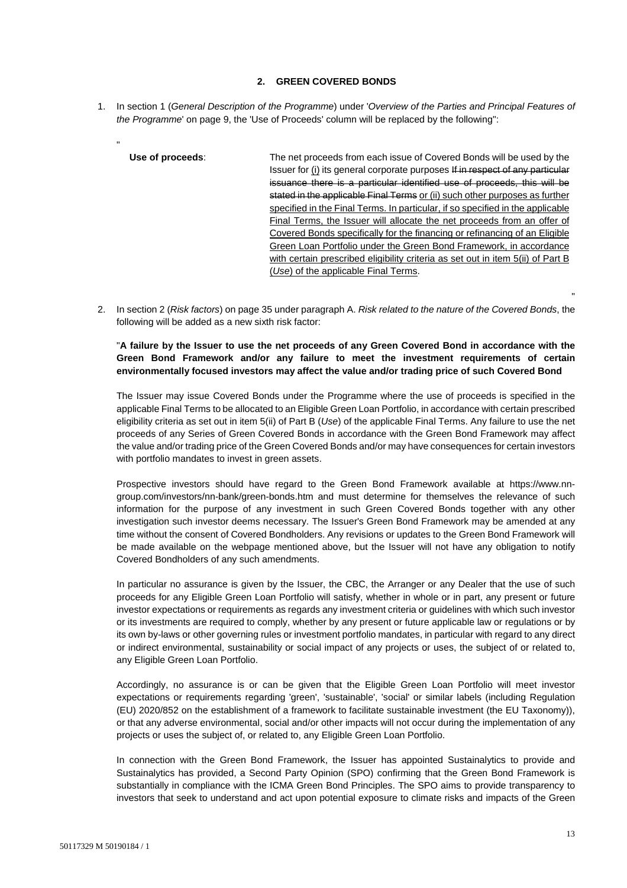## 2. GREEN COVERED BONDS

1. In section 1 (*General Description of the Programme*) under '*Overview of the Parties and Principal Features of the Programme*' on page 9, the 'Use of Proceeds' column will be replaced by the following":

"

| | |
|---|---|
| **Use of proceeds**: | The net proceeds from each issue of Covered Bonds will be used by the Issuer for <ins>(i)</ins> its general corporate purposes ~~If in respect of any particular issuance there is a particular identified use of proceeds, this will be stated in the applicable Final Terms~~ <ins>or (ii) such other purposes as further specified in the Final Terms. In particular, if so specified in the applicable Final Terms, the Issuer will allocate the net proceeds from an offer of Covered Bonds specifically for the financing or refinancing of an Eligible Green Loan Portfolio under the Green Bond Framework, in accordance with certain prescribed eligibility criteria as set out in item 5(ii) of Part B (*Use*) of the applicable Final Terms</ins>. |

"

2. In section 2 (*Risk factors*) on page 35 under paragraph A. *Risk related to the nature of the Covered Bonds*, the following will be added as a new sixth risk factor:

"**A failure by the Issuer to use the net proceeds of any Green Covered Bond in accordance with the Green Bond Framework and/or any failure to meet the investment requirements of certain environmentally focused investors may affect the value and/or trading price of such Covered Bond**

The Issuer may issue Covered Bonds under the Programme where the use of proceeds is specified in the applicable Final Terms to be allocated to an Eligible Green Loan Portfolio, in accordance with certain prescribed eligibility criteria as set out in item 5(ii) of Part B (*Use*) of the applicable Final Terms. Any failure to use the net proceeds of any Series of Green Covered Bonds in accordance with the Green Bond Framework may affect the value and/or trading price of the Green Covered Bonds and/or may have consequences for certain investors with portfolio mandates to invest in green assets.

Prospective investors should have regard to the Green Bond Framework available at https://www.nn-group.com/investors/nn-bank/green-bonds.htm and must determine for themselves the relevance of such information for the purpose of any investment in such Green Covered Bonds together with any other investigation such investor deems necessary. The Issuer's Green Bond Framework may be amended at any time without the consent of Covered Bondholders. Any revisions or updates to the Green Bond Framework will be made available on the webpage mentioned above, but the Issuer will not have any obligation to notify Covered Bondholders of any such amendments.

In particular no assurance is given by the Issuer, the CBC, the Arranger or any Dealer that the use of such proceeds for any Eligible Green Loan Portfolio will satisfy, whether in whole or in part, any present or future investor expectations or requirements as regards any investment criteria or guidelines with which such investor or its investments are required to comply, whether by any present or future applicable law or regulations or by its own by-laws or other governing rules or investment portfolio mandates, in particular with regard to any direct or indirect environmental, sustainability or social impact of any projects or uses, the subject of or related to, any Eligible Green Loan Portfolio.

Accordingly, no assurance is or can be given that the Eligible Green Loan Portfolio will meet investor expectations or requirements regarding 'green', 'sustainable', 'social' or similar labels (including Regulation (EU) 2020/852 on the establishment of a framework to facilitate sustainable investment (the EU Taxonomy)), or that any adverse environmental, social and/or other impacts will not occur during the implementation of any projects or uses the subject of, or related to, any Eligible Green Loan Portfolio.

In connection with the Green Bond Framework, the Issuer has appointed Sustainalytics to provide and Sustainalytics has provided, a Second Party Opinion (SPO) confirming that the Green Bond Framework is substantially in compliance with the ICMA Green Bond Principles. The SPO aims to provide transparency to investors that seek to understand and act upon potential exposure to climate risks and impacts of the Green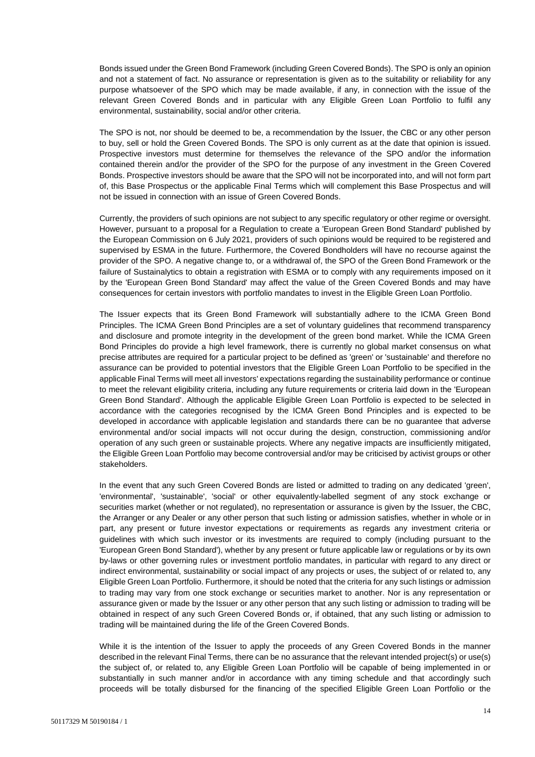Bonds issued under the Green Bond Framework (including Green Covered Bonds). The SPO is only an opinion and not a statement of fact. No assurance or representation is given as to the suitability or reliability for any purpose whatsoever of the SPO which may be made available, if any, in connection with the issue of the relevant Green Covered Bonds and in particular with any Eligible Green Loan Portfolio to fulfil any environmental, sustainability, social and/or other criteria.

The SPO is not, nor should be deemed to be, a recommendation by the Issuer, the CBC or any other person to buy, sell or hold the Green Covered Bonds. The SPO is only current as at the date that opinion is issued. Prospective investors must determine for themselves the relevance of the SPO and/or the information contained therein and/or the provider of the SPO for the purpose of any investment in the Green Covered Bonds. Prospective investors should be aware that the SPO will not be incorporated into, and will not form part of, this Base Prospectus or the applicable Final Terms which will complement this Base Prospectus and will not be issued in connection with an issue of Green Covered Bonds.

Currently, the providers of such opinions are not subject to any specific regulatory or other regime or oversight. However, pursuant to a proposal for a Regulation to create a 'European Green Bond Standard' published by the European Commission on 6 July 2021, providers of such opinions would be required to be registered and supervised by ESMA in the future. Furthermore, the Covered Bondholders will have no recourse against the provider of the SPO. A negative change to, or a withdrawal of, the SPO of the Green Bond Framework or the failure of Sustainalytics to obtain a registration with ESMA or to comply with any requirements imposed on it by the 'European Green Bond Standard' may affect the value of the Green Covered Bonds and may have consequences for certain investors with portfolio mandates to invest in the Eligible Green Loan Portfolio.

The Issuer expects that its Green Bond Framework will substantially adhere to the ICMA Green Bond Principles. The ICMA Green Bond Principles are a set of voluntary guidelines that recommend transparency and disclosure and promote integrity in the development of the green bond market. While the ICMA Green Bond Principles do provide a high level framework, there is currently no global market consensus on what precise attributes are required for a particular project to be defined as 'green' or 'sustainable' and therefore no assurance can be provided to potential investors that the Eligible Green Loan Portfolio to be specified in the applicable Final Terms will meet all investors' expectations regarding the sustainability performance or continue to meet the relevant eligibility criteria, including any future requirements or criteria laid down in the 'European Green Bond Standard'. Although the applicable Eligible Green Loan Portfolio is expected to be selected in accordance with the categories recognised by the ICMA Green Bond Principles and is expected to be developed in accordance with applicable legislation and standards there can be no guarantee that adverse environmental and/or social impacts will not occur during the design, construction, commissioning and/or operation of any such green or sustainable projects. Where any negative impacts are insufficiently mitigated, the Eligible Green Loan Portfolio may become controversial and/or may be criticised by activist groups or other stakeholders.

In the event that any such Green Covered Bonds are listed or admitted to trading on any dedicated 'green', 'environmental', 'sustainable', 'social' or other equivalently-labelled segment of any stock exchange or securities market (whether or not regulated), no representation or assurance is given by the Issuer, the CBC, the Arranger or any Dealer or any other person that such listing or admission satisfies, whether in whole or in part, any present or future investor expectations or requirements as regards any investment criteria or guidelines with which such investor or its investments are required to comply (including pursuant to the 'European Green Bond Standard'), whether by any present or future applicable law or regulations or by its own by-laws or other governing rules or investment portfolio mandates, in particular with regard to any direct or indirect environmental, sustainability or social impact of any projects or uses, the subject of or related to, any Eligible Green Loan Portfolio. Furthermore, it should be noted that the criteria for any such listings or admission to trading may vary from one stock exchange or securities market to another. Nor is any representation or assurance given or made by the Issuer or any other person that any such listing or admission to trading will be obtained in respect of any such Green Covered Bonds or, if obtained, that any such listing or admission to trading will be maintained during the life of the Green Covered Bonds.

While it is the intention of the Issuer to apply the proceeds of any Green Covered Bonds in the manner described in the relevant Final Terms, there can be no assurance that the relevant intended project(s) or use(s) the subject of, or related to, any Eligible Green Loan Portfolio will be capable of being implemented in or substantially in such manner and/or in accordance with any timing schedule and that accordingly such proceeds will be totally disbursed for the financing of the specified Eligible Green Loan Portfolio or the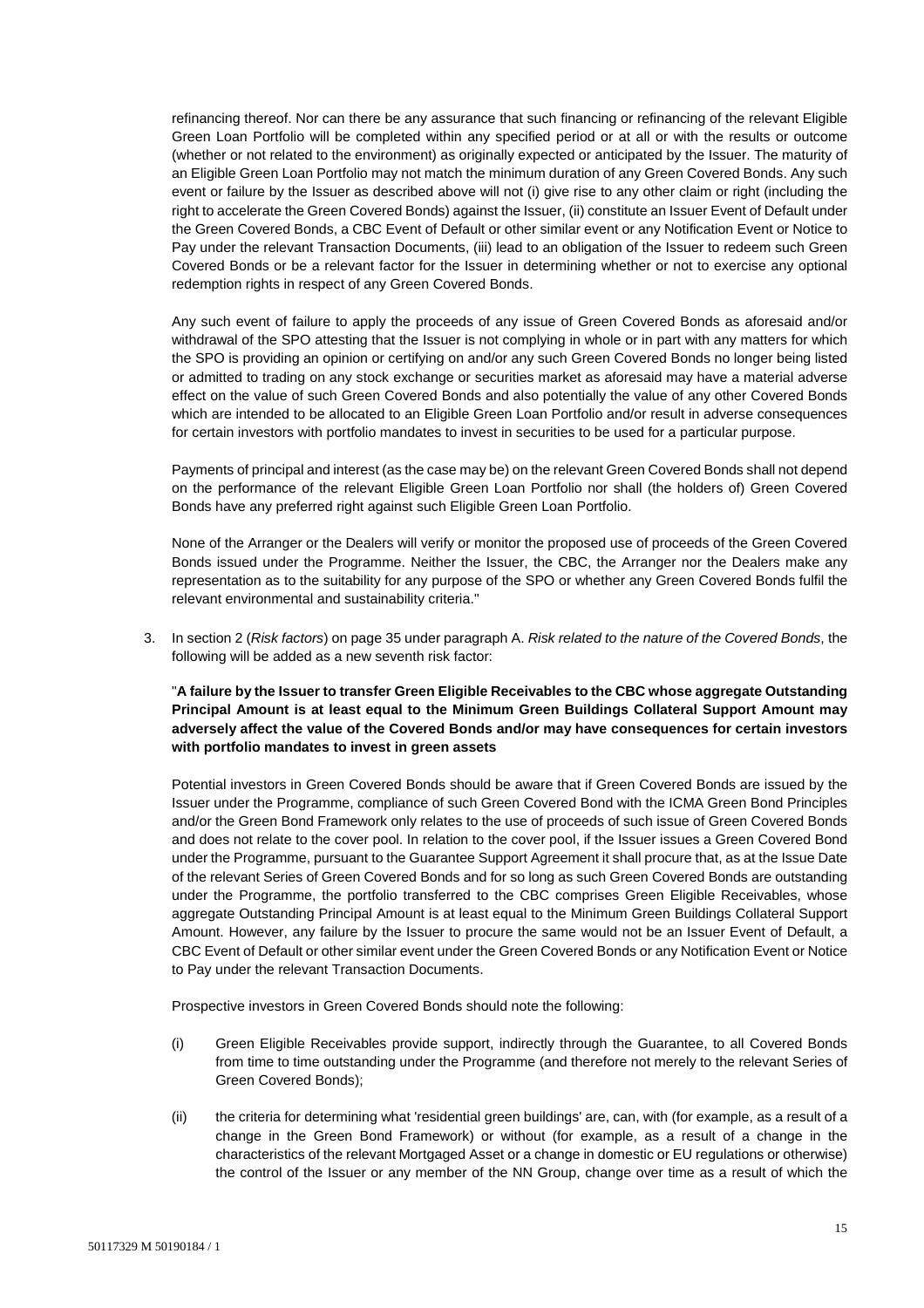refinancing thereof. Nor can there be any assurance that such financing or refinancing of the relevant Eligible Green Loan Portfolio will be completed within any specified period or at all or with the results or outcome (whether or not related to the environment) as originally expected or anticipated by the Issuer. The maturity of an Eligible Green Loan Portfolio may not match the minimum duration of any Green Covered Bonds. Any such event or failure by the Issuer as described above will not (i) give rise to any other claim or right (including the right to accelerate the Green Covered Bonds) against the Issuer, (ii) constitute an Issuer Event of Default under the Green Covered Bonds, a CBC Event of Default or other similar event or any Notification Event or Notice to Pay under the relevant Transaction Documents, (iii) lead to an obligation of the Issuer to redeem such Green Covered Bonds or be a relevant factor for the Issuer in determining whether or not to exercise any optional redemption rights in respect of any Green Covered Bonds.

Any such event of failure to apply the proceeds of any issue of Green Covered Bonds as aforesaid and/or withdrawal of the SPO attesting that the Issuer is not complying in whole or in part with any matters for which the SPO is providing an opinion or certifying on and/or any such Green Covered Bonds no longer being listed or admitted to trading on any stock exchange or securities market as aforesaid may have a material adverse effect on the value of such Green Covered Bonds and also potentially the value of any other Covered Bonds which are intended to be allocated to an Eligible Green Loan Portfolio and/or result in adverse consequences for certain investors with portfolio mandates to invest in securities to be used for a particular purpose.

Payments of principal and interest (as the case may be) on the relevant Green Covered Bonds shall not depend on the performance of the relevant Eligible Green Loan Portfolio nor shall (the holders of) Green Covered Bonds have any preferred right against such Eligible Green Loan Portfolio.

None of the Arranger or the Dealers will verify or monitor the proposed use of proceeds of the Green Covered Bonds issued under the Programme. Neither the Issuer, the CBC, the Arranger nor the Dealers make any representation as to the suitability for any purpose of the SPO or whether any Green Covered Bonds fulfil the relevant environmental and sustainability criteria."

3. In section 2 (*Risk factors*) on page 35 under paragraph A. *Risk related to the nature of the Covered Bonds*, the following will be added as a new seventh risk factor:

"**A failure by the Issuer to transfer Green Eligible Receivables to the CBC whose aggregate Outstanding Principal Amount is at least equal to the Minimum Green Buildings Collateral Support Amount may adversely affect the value of the Covered Bonds and/or may have consequences for certain investors with portfolio mandates to invest in green assets**

Potential investors in Green Covered Bonds should be aware that if Green Covered Bonds are issued by the Issuer under the Programme, compliance of such Green Covered Bond with the ICMA Green Bond Principles and/or the Green Bond Framework only relates to the use of proceeds of such issue of Green Covered Bonds and does not relate to the cover pool. In relation to the cover pool, if the Issuer issues a Green Covered Bond under the Programme, pursuant to the Guarantee Support Agreement it shall procure that, as at the Issue Date of the relevant Series of Green Covered Bonds and for so long as such Green Covered Bonds are outstanding under the Programme, the portfolio transferred to the CBC comprises Green Eligible Receivables, whose aggregate Outstanding Principal Amount is at least equal to the Minimum Green Buildings Collateral Support Amount. However, any failure by the Issuer to procure the same would not be an Issuer Event of Default, a CBC Event of Default or other similar event under the Green Covered Bonds or any Notification Event or Notice to Pay under the relevant Transaction Documents.

Prospective investors in Green Covered Documents should note the following:

(i) Green Eligible Receivables provide support, indirectly through the Guarantee, to all Covered Bonds from time to time outstanding under the Programme (and therefore not merely to the relevant Series of Green Covered Bonds);

(ii) the criteria for determining what 'residential green buildings' are, can, with (for example, as a result of a change in the Green Bond Framework) or without (for example, as a result of a change in the characteristics of the relevant Mortgaged Asset or a change in domestic or EU regulations or otherwise) the control of the Issuer or any member of the NN Group, change over time as a result of which the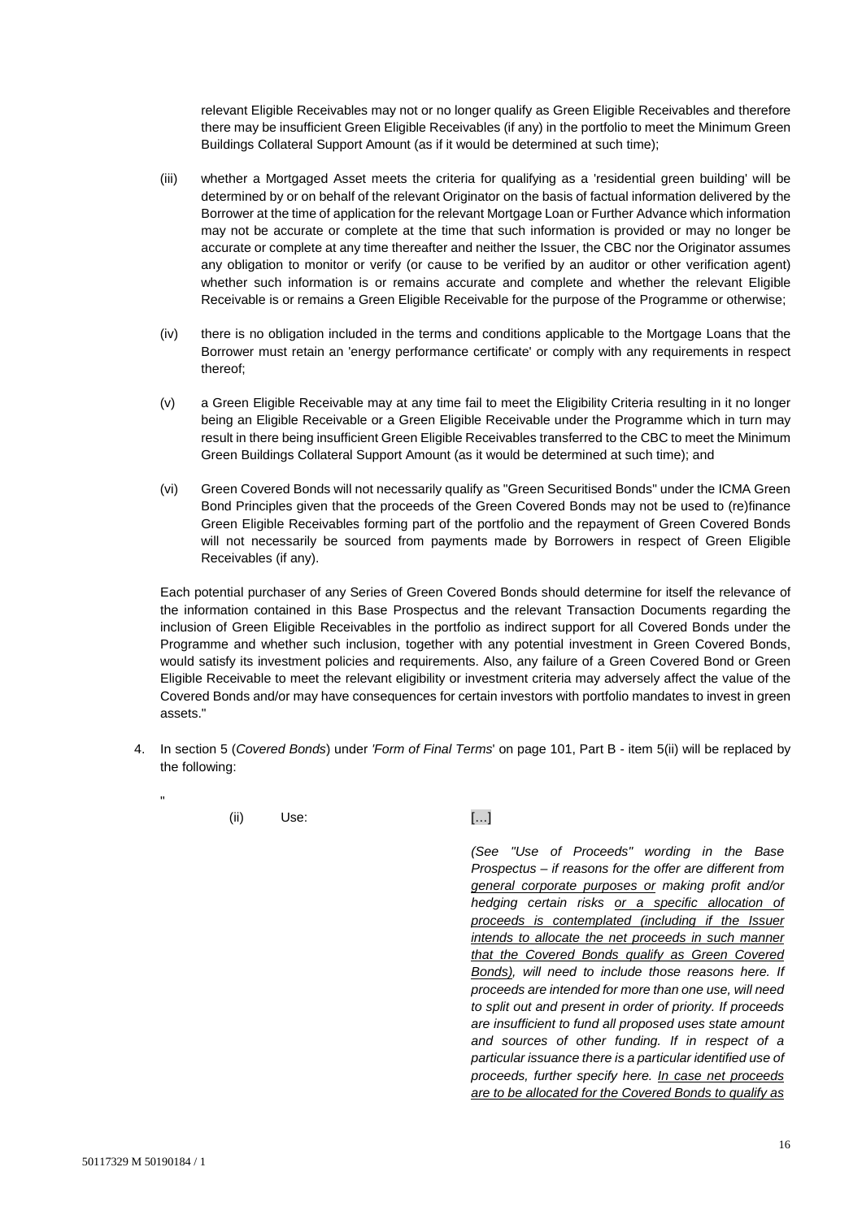relevant Eligible Receivables may not or no longer qualify as Green Eligible Receivables and therefore there may be insufficient Green Eligible Receivables (if any) in the portfolio to meet the Minimum Green Buildings Collateral Support Amount (as if it would be determined at such time);

(iii) whether a Mortgaged Asset meets the criteria for qualifying as a 'residential green building' will be determined by or on behalf of the relevant Originator on the basis of factual information delivered by the Borrower at the time of application for the relevant Mortgage Loan or Further Advance which information may not be accurate or complete at the time that such information is provided or may no longer be accurate or complete at any time thereafter and neither the Issuer, the CBC nor the Originator assumes any obligation to monitor or verify (or cause to be verified by an auditor or other verification agent) whether such information is or remains accurate and complete and whether the relevant Eligible Receivable is or remains a Green Eligible Receivable for the purpose of the Programme or otherwise;

(iv) there is no obligation included in the terms and conditions applicable to the Mortgage Loans that the Borrower must retain an 'energy performance certificate' or comply with any requirements in respect thereof;

(v) a Green Eligible Receivable may at any time fail to meet the Eligibility Criteria resulting in it no longer being an Eligible Receivable or a Green Eligible Receivable under the Programme which in turn may result in there being insufficient Green Eligible Receivables transferred to the CBC to meet the Minimum Green Buildings Collateral Support Amount (as it would be determined at such time); and

(vi) Green Covered Bonds will not necessarily qualify as "Green Securitised Bonds" under the ICMA Green Bond Principles given that the proceeds of the Green Covered Bonds may not be used to (re)finance Green Eligible Receivables forming part of the portfolio and the repayment of Green Covered Bonds will not necessarily be sourced from payments made by Borrowers in respect of Green Eligible Receivables (if any).

Each potential purchaser of any Series of Green Covered Bonds should determine for itself the relevance of the information contained in this Base Prospectus and the relevant Transaction Documents regarding the inclusion of Green Eligible Receivables in the portfolio as indirect support for all Covered Bonds under the Programme and whether such inclusion, together with any potential investment in Green Covered Bonds, would satisfy its investment policies and requirements. Also, any failure of a Green Covered Bond or Green Eligible Receivable to meet the relevant eligibility or investment criteria may adversely affect the value of the Covered Bonds and/or may have consequences for certain investors with portfolio mandates to invest in green assets."

4. In section 5 (*Covered Bonds*) under *'Form of Final Terms*' on page 101, Part B - item 5(ii) will be replaced by the following:

"

| | |
|---|---|
| (ii) Use: | […] |
| | *(See "Use of Proceeds" wording in the Base Prospectus – if reasons for the offer are different from general corporate purposes or making profit and/or hedging certain risks or a specific allocation of proceeds is contemplated (including if the Issuer intends to allocate the net proceeds in such manner that the Covered Bonds qualify as Green Covered Bonds), will need to include those reasons here. If proceeds are intended for more than one use, will need to split out and present in order of priority. If proceeds are insufficient to fund all proposed uses state amount and sources of other funding. If in respect of a particular issuance there is a particular identified use of proceeds, further specify here. In case net proceeds are to be allocated for the Covered Bonds to qualify as* |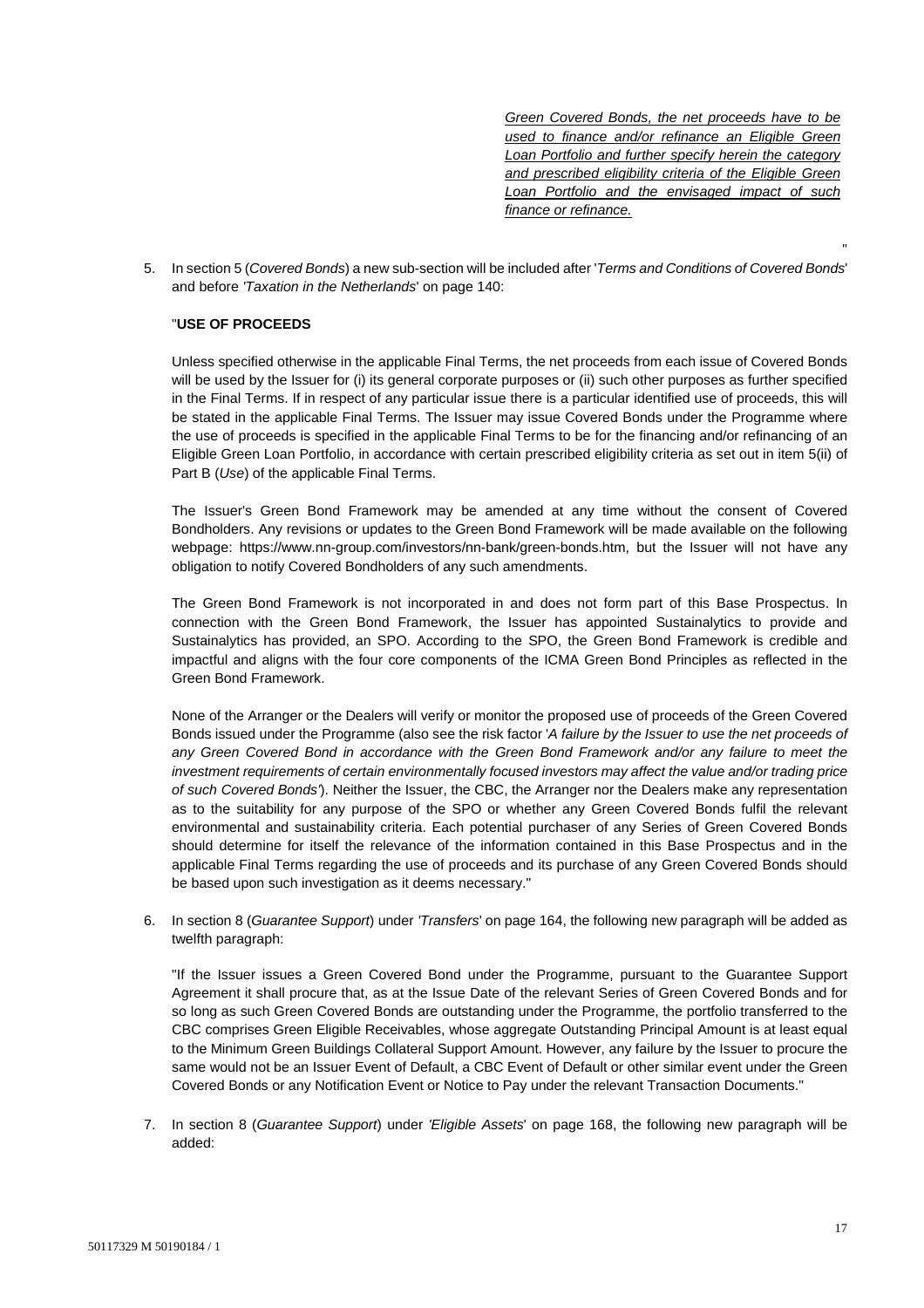<u>*Green Covered Bonds, the net proceeds have to be used to finance and/or refinance an Eligible Green Loan Portfolio and further specify herein the category and prescribed eligibility criteria of the Eligible Green Loan Portfolio and the envisaged impact of such finance or refinance.*</u>

"

5. In section 5 (*Covered Bonds*) a new sub-section will be included after '*Terms and Conditions of Covered Bonds*' and before *'Taxation in the Netherlands*' on page 140:

"**USE OF PROCEEDS**

Unless specified otherwise in the applicable Final Terms, the net proceeds from each issue of Covered Bonds will be used by the Issuer for (i) its general corporate purposes or (ii) such other purposes as further specified in the Final Terms. If in respect of any particular issue there is a particular identified use of proceeds, this will be stated in the applicable Final Terms. The Issuer may issue Covered Bonds under the Programme where the use of proceeds is specified in the applicable Final Terms to be for the financing and/or refinancing of an Eligible Green Loan Portfolio, in accordance with certain prescribed eligibility criteria as set out in item 5(ii) of Part B (*Use*) of the applicable Final Terms.

The Issuer's Green Bond Framework may be amended at any time without the consent of Covered Bondholders. Any revisions or updates to the Green Bond Framework will be made available on the following webpage: https://www.nn-group.com/investors/nn-bank/green-bonds.htm, but the Issuer will not have any obligation to notify Covered Bondholders of any such amendments.

The Green Bond Framework is not incorporated in and does not form part of this Base Prospectus. In connection with the Green Bond Framework, the Issuer has appointed Sustainalytics to provide and Sustainalytics has provided, an SPO. According to the SPO, the Green Bond Framework is credible and impactful and aligns with the four core components of the ICMA Green Bond Principles as reflected in the Green Bond Framework.

None of the Arranger or the Dealers will verify or monitor the proposed use of proceeds of the Green Covered Bonds issued under the Programme (also see the risk factor '*A failure by the Issuer to use the net proceeds of any Green Covered Bond in accordance with the Green Bond Framework and/or any failure to meet the investment requirements of certain environmentally focused investors may affect the value and/or trading price of such Covered Bonds'*). Neither the Issuer, the CBC, the Arranger nor the Dealers make any representation as to the suitability for any purpose of the SPO or whether any Green Covered Bonds fulfil the relevant environmental and sustainability criteria. Each potential purchaser of any Series of Green Covered Bonds should determine for itself the relevance of the information contained in this Base Prospectus and in the applicable Final Terms regarding the use of proceeds and its purchase of any Green Covered Bonds should be based upon such investigation as it deems necessary."

6. In section 8 (*Guarantee Support*) under *'Transfers*' on page 164, the following new paragraph will be added as twelfth paragraph:

"If the Issuer issues a Green Covered Bond under the Programme, pursuant to the Guarantee Support Agreement it shall procure that, as at the Issue Date of the relevant Series of Green Covered Bonds and for so long as such Green Covered Bonds are outstanding under the Programme, the portfolio transferred to the CBC comprises Green Eligible Receivables, whose aggregate Outstanding Principal Amount is at least equal to the Minimum Green Buildings Collateral Support Amount. However, any failure by the Issuer to procure the same would not be an Issuer Event of Default, a CBC Event of Default or other similar event under the Green Covered Bonds or any Notification Event or Notice to Pay under the relevant Transaction Documents."

7. In section 8 (*Guarantee Support*) under *'Eligible Assets*' on page 168, the following new paragraph will be added: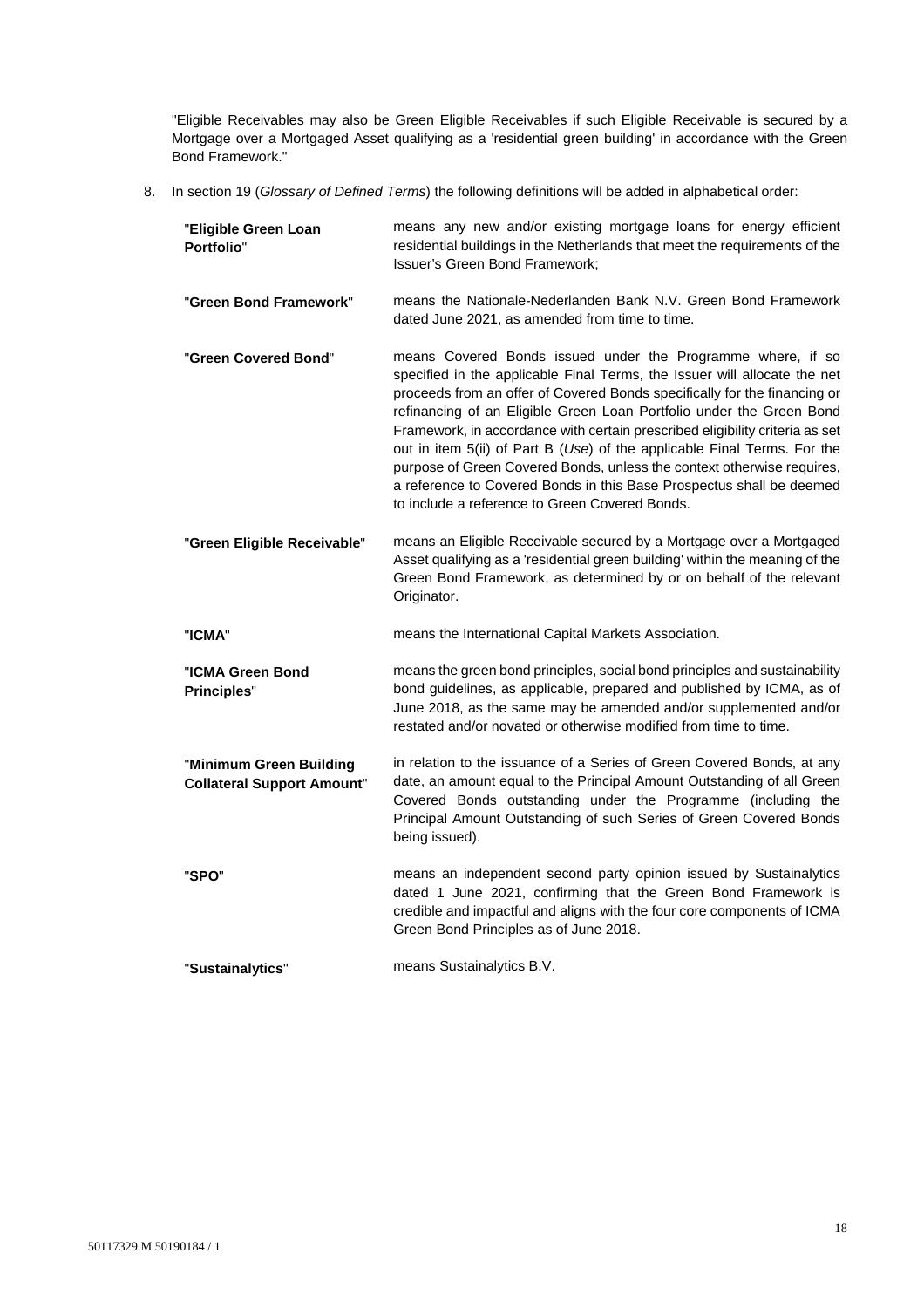"Eligible Receivables may also be Green Eligible Receivables if such Eligible Receivable is secured by a Mortgage over a Mortgaged Asset qualifying as a 'residential green building' in accordance with the Green Bond Framework."

8. In section 19 (*Glossary of Defined Terms*) the following definitions will be added in alphabetical order:

| | |
|---|---|
| "**Eligible Green Loan Portfolio**" | means any new and/or existing mortgage loans for energy efficient residential buildings in the Netherlands that meet the requirements of the Issuer's Green Bond Framework; |
| "**Green Bond Framework**" | means the Nationale-Nederlanden Bank N.V. Green Bond Framework dated June 2021, as amended from time to time. |
| "**Green Covered Bond**" | means Covered Bonds issued under the Programme where, if so specified in the applicable Final Terms, the Issuer will allocate the net proceeds from an offer of Covered Bonds specifically for the financing or refinancing of an Eligible Green Loan Portfolio under the Green Bond Framework, in accordance with certain prescribed eligibility criteria as set out in item 5(ii) of Part B (*Use*) of the applicable Final Terms. For the purpose of Green Covered Bonds, unless the context otherwise requires, a reference to Covered Bonds in this Base Prospectus shall be deemed to include a reference to Green Covered Bonds. |
| "**Green Eligible Receivable**" | means an Eligible Receivable secured by a Mortgage over a Mortgaged Asset qualifying as a 'residential green building' within the meaning of the Green Bond Framework, as determined by or on behalf of the relevant Originator. |
| "**ICMA**" | means the International Capital Markets Association. |
| "**ICMA Green Bond Principles**" | means the green bond principles, social bond principles and sustainability bond guidelines, as applicable, prepared and published by ICMA, as of June 2018, as the same may be amended and/or supplemented and/or restated and/or novated or otherwise modified from time to time. |
| "**Minimum Green Building Collateral Support Amount**" | in relation to the issuance of a Series of Green Covered Bonds, at any date, an amount equal to the Principal Amount Outstanding of all Green Covered Bonds outstanding under the Programme (including the Principal Amount Outstanding of such Series of Green Covered Bonds being issued). |
| "**SPO**" | means an independent second party opinion issued by Sustainalytics dated 1 June 2021, confirming that the Green Bond Framework is credible and impactful and aligns with the four core components of ICMA Green Bond Principles as of June 2018. |
| "**Sustainalytics**" | means Sustainalytics B.V. |

50117329 M 50190184 / 1